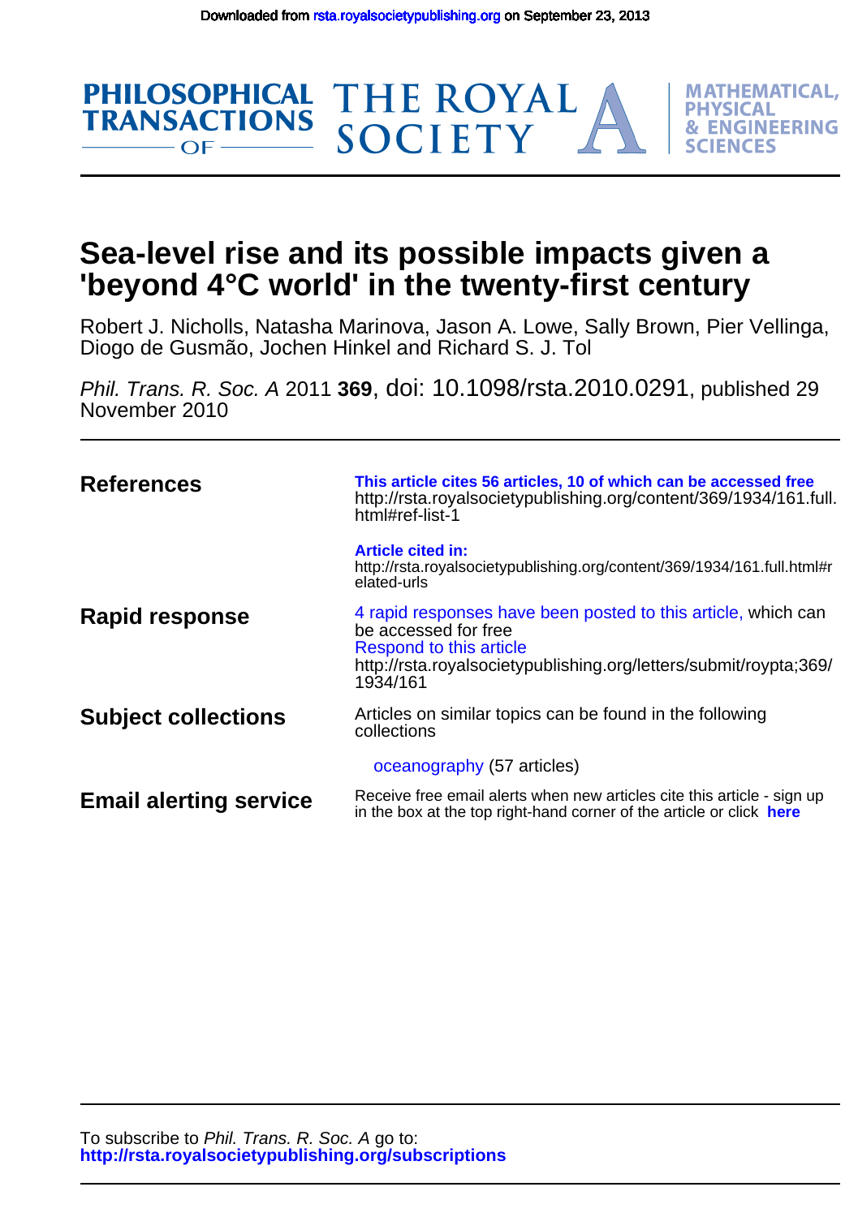Downloaded from rsta.royalsocietypublishing.org on September 23, 2013

PHILOSOPHICAL TRANSACTIONS OF THE ROYAL SOCIETY A

MATHEMATICAL, PHYSICAL & ENGINEERING SCIENCES

# Sea-level rise and its possible impacts given a 'beyond 4°C world' in the twenty-first century

Robert J. Nicholls, Natasha Marinova, Jason A. Lowe, Sally Brown, Pier Vellinga, Diogo de Gusmão, Jochen Hinkel and Richard S. J. Tol

*Phil. Trans. R. Soc. A* 2011 **369**, doi: 10.1098/rsta.2010.0291, published 29 November 2010

| | |
|---|---|
| **References** | **This article cites 56 articles, 10 of which can be accessed free** http://rsta.royalsocietypublishing.org/content/369/1934/161.full.html#ref-list-1 |
| | **Article cited in:** http://rsta.royalsocietypublishing.org/content/369/1934/161.full.html#related-urls |
| **Rapid response** | 4 rapid responses have been posted to this article, which can be accessed for free. Respond to this article http://rsta.royalsocietypublishing.org/letters/submit/roypta;369/1934/161 |
| **Subject collections** | Articles on similar topics can be found in the following collections: oceanography (57 articles) |
| **Email alerting service** | Receive free email alerts when new articles cite this article - sign up in the box at the top right-hand corner of the article or click **here** |

To subscribe to *Phil. Trans. R. Soc. A* go to:
**http://rsta.royalsocietypublishing.org/subscriptions**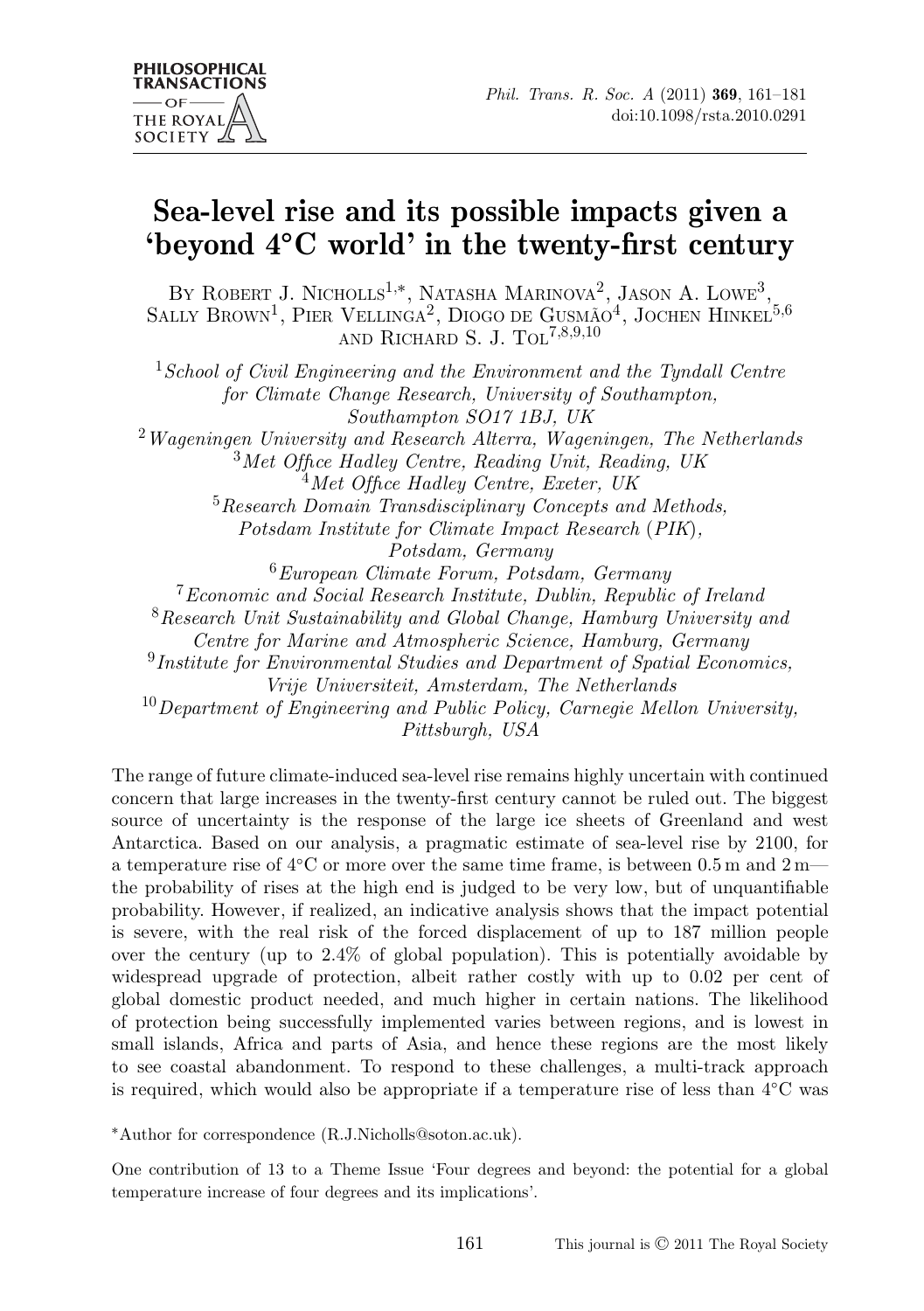# Sea-level rise and its possible impacts given a 'beyond 4°C world' in the twenty-first century

By Robert J. Nicholls[1,*], Natasha Marinova[2], Jason A. Lowe[3], Sally Brown[1], Pier Vellinga[2], Diogo de Gusmão[4], Jochen Hinkel[5,6] and Richard S. J. Tol[7,8,9,10]

[1]*School of Civil Engineering and the Environment and the Tyndall Centre for Climate Change Research, University of Southampton, Southampton SO17 1BJ, UK*

[2]*Wageningen University and Research Alterra, Wageningen, The Netherlands*

[3]*Met Office Hadley Centre, Reading Unit, Reading, UK*

[4]*Met Office Hadley Centre, Exeter, UK*

[5]*Research Domain Transdisciplinary Concepts and Methods, Potsdam Institute for Climate Impact Research (PIK), Potsdam, Germany*

[6]*European Climate Forum, Potsdam, Germany*

[7]*Economic and Social Research Institute, Dublin, Republic of Ireland*

[8]*Research Unit Sustainability and Global Change, Hamburg University and Centre for Marine and Atmospheric Science, Hamburg, Germany*

[9]*Institute for Environmental Studies and Department of Spatial Economics, Vrije Universiteit, Amsterdam, The Netherlands*

[10]*Department of Engineering and Public Policy, Carnegie Mellon University, Pittsburgh, USA*

The range of future climate-induced sea-level rise remains highly uncertain with continued concern that large increases in the twenty-first century cannot be ruled out. The biggest source of uncertainty is the response of the large ice sheets of Greenland and west Antarctica. Based on our analysis, a pragmatic estimate of sea-level rise by 2100, for a temperature rise of 4°C or more over the same time frame, is between 0.5 m and 2 m—the probability of rises at the high end is judged to be very low, but of unquantifiable probability. However, if realized, an indicative analysis shows that the impact potential is severe, with the real risk of the forced displacement of up to 187 million people over the century (up to 2.4% of global population). This is potentially avoidable by widespread upgrade of protection, albeit rather costly with up to 0.02 per cent of global domestic product needed, and much higher in certain nations. The likelihood of protection being successfully implemented varies between regions, and is lowest in small islands, Africa and parts of Asia, and hence these regions are the most likely to see coastal abandonment. To respond to these challenges, a multi-track approach is required, which would also be appropriate if a temperature rise of less than 4°C was

*Author for correspondence (R.J.Nicholls@soton.ac.uk).

One contribution of 13 to a Theme Issue 'Four degrees and beyond: the potential for a global temperature increase of four degrees and its implications'.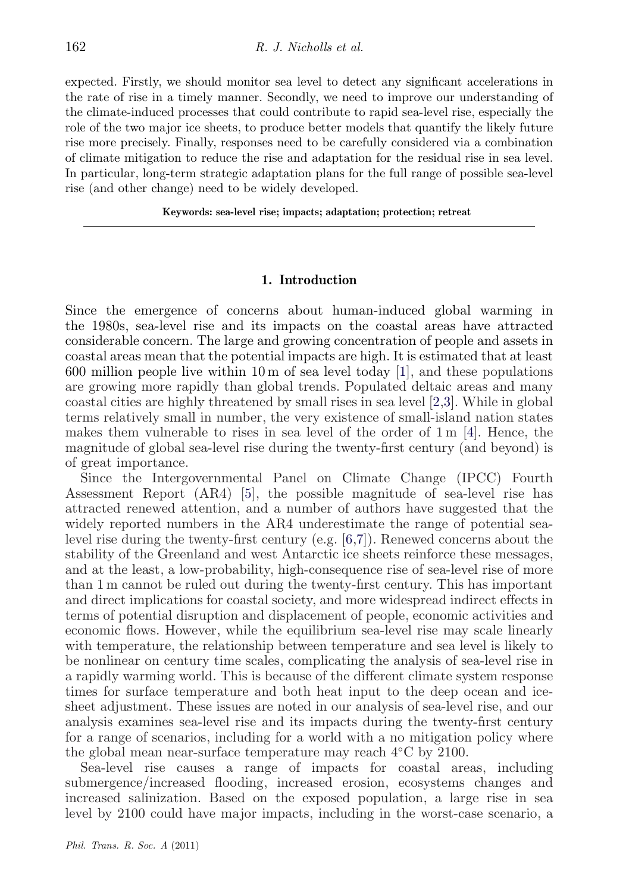expected. Firstly, we should monitor sea level to detect any significant accelerations in the rate of rise in a timely manner. Secondly, we need to improve our understanding of the climate-induced processes that could contribute to rapid sea-level rise, especially the role of the two major ice sheets, to produce better models that quantify the likely future rise more precisely. Finally, responses need to be carefully considered via a combination of climate mitigation to reduce the rise and adaptation for the residual rise in sea level. In particular, long-term strategic adaptation plans for the full range of possible sea-level rise (and other change) need to be widely developed.

**Keywords: sea-level rise; impacts; adaptation; protection; retreat**

## 1. Introduction

Since the emergence of concerns about human-induced global warming in the 1980s, sea-level rise and its impacts on the coastal areas have attracted considerable concern. The large and growing concentration of people and assets in coastal areas mean that the potential impacts are high. It is estimated that at least 600 million people live within 10 m of sea level today [1], and these populations are growing more rapidly than global trends. Populated deltaic areas and many coastal cities are highly threatened by small rises in sea level [2,3]. While in global terms relatively small in number, the very existence of small-island nation states makes them vulnerable to rises in sea level of the order of 1 m [4]. Hence, the magnitude of global sea-level rise during the twenty-first century (and beyond) is of great importance.

Since the Intergovernmental Panel on Climate Change (IPCC) Fourth Assessment Report (AR4) [5], the possible magnitude of sea-level rise has attracted renewed attention, and a number of authors have suggested that the widely reported numbers in the AR4 underestimate the range of potential sea-level rise during the twenty-first century (e.g. [6,7]). Renewed concerns about the stability of the Greenland and west Antarctic ice sheets reinforce these messages, and at the least, a low-probability, high-consequence rise of sea-level rise of more than 1 m cannot be ruled out during the twenty-first century. This has important and direct implications for coastal society, and more widespread indirect effects in terms of potential disruption and displacement of people, economic activities and economic flows. However, while the equilibrium sea-level rise may scale linearly with temperature, the relationship between temperature and sea level is likely to be nonlinear on century time scales, complicating the analysis of sea-level rise in a rapidly warming world. This is because of the different climate system response times for surface temperature and both heat input to the deep ocean and ice-sheet adjustment. These issues are noted in our analysis of sea-level rise, and our analysis examines sea-level rise and its impacts during the twenty-first century for a range of scenarios, including for a world with a no mitigation policy where the global mean near-surface temperature may reach 4°C by 2100.

Sea-level rise causes a range of impacts for coastal areas, including submergence/increased flooding, increased erosion, ecosystems changes and increased salinization. Based on the exposed population, a large rise in sea level by 2100 could have major impacts, including in the worst-case scenario, a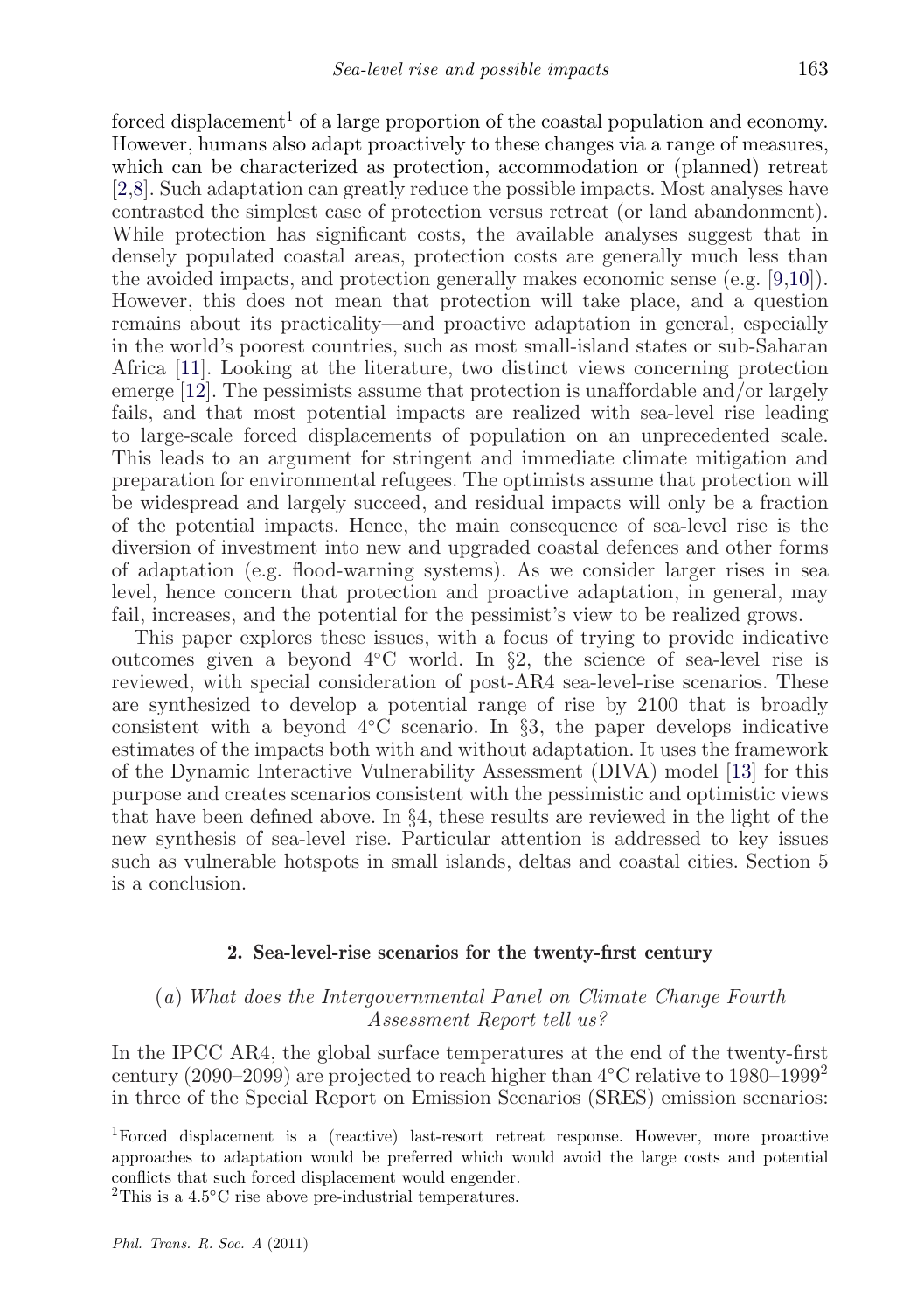forced displacement[1] of a large proportion of the coastal population and economy. However, humans also adapt proactively to these changes via a range of measures, which can be characterized as protection, accommodation or (planned) retreat [2,8]. Such adaptation can greatly reduce the possible impacts. Most analyses have contrasted the simplest case of protection versus retreat (or land abandonment). While protection has significant costs, the available analyses suggest that in densely populated coastal areas, protection costs are generally much less than the avoided impacts, and protection generally makes economic sense (e.g. [9,10]). However, this does not mean that protection will take place, and a question remains about its practicality—and proactive adaptation in general, especially in the world's poorest countries, such as most small-island states or sub-Saharan Africa [11]. Looking at the literature, two distinct views concerning protection emerge [12]. The pessimists assume that protection is unaffordable and/or largely fails, and that most potential impacts are realized with sea-level rise leading to large-scale forced displacements of population on an unprecedented scale. This leads to an argument for stringent and immediate climate mitigation and preparation for environmental refugees. The optimists assume that protection will be widespread and largely succeed, and residual impacts will only be a fraction of the potential impacts. Hence, the main consequence of sea-level rise is the diversion of investment into new and upgraded coastal defences and other forms of adaptation (e.g. flood-warning systems). As we consider larger rises in sea level, hence concern that protection and proactive adaptation, in general, may fail, increases, and the potential for the pessimist's view to be realized grows.

This paper explores these issues, with a focus of trying to provide indicative outcomes given a beyond 4°C world. In §2, the science of sea-level rise is reviewed, with special consideration of post-AR4 sea-level-rise scenarios. These are synthesized to develop a potential range of rise by 2100 that is broadly consistent with a beyond 4°C scenario. In §3, the paper develops indicative estimates of the impacts both with and without adaptation. It uses the framework of the Dynamic Interactive Vulnerability Assessment (DIVA) model [13] for this purpose and creates scenarios consistent with the pessimistic and optimistic views that have been defined above. In §4, these results are reviewed in the light of the new synthesis of sea-level rise. Particular attention is addressed to key issues such as vulnerable hotspots in small islands, deltas and coastal cities. Section 5 is a conclusion.

## 2. Sea-level-rise scenarios for the twenty-first century

### (*a*) *What does the Intergovernmental Panel on Climate Change Fourth Assessment Report tell us?*

In the IPCC AR4, the global surface temperatures at the end of the twenty-first century (2090–2099) are projected to reach higher than 4°C relative to 1980–1999[2] in three of the Special Report on Emission Scenarios (SRES) emission scenarios:

[1]Forced displacement is a (reactive) last-resort retreat response. However, more proactive approaches to adaptation would be preferred which would avoid the large costs and potential conflicts that such forced displacement would engender.

[2]This is a 4.5°C rise above pre-industrial temperatures.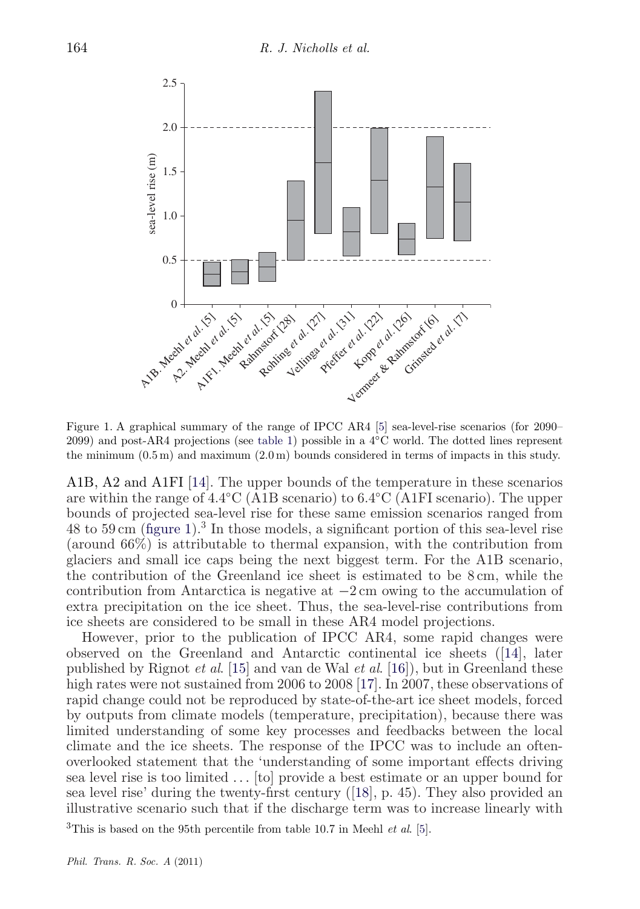Figure 1. A graphical summary of the range of IPCC AR4 [5] sea-level-rise scenarios (for 2090–2099) and post-AR4 projections (see table 1) possible in a 4°C world. The dotted lines represent the minimum (0.5 m) and maximum (2.0 m) bounds considered in terms of impacts in this study.

A1B, A2 and A1FI [14]. The upper bounds of the temperature in these scenarios are within the range of 4.4°C (A1B scenario) to 6.4°C (A1FI scenario). The upper bounds of projected sea-level rise for these same emission scenarios ranged from 48 to 59 cm (figure 1).[3] In those models, a significant portion of this sea-level rise (around 66%) is attributable to thermal expansion, with the contribution from glaciers and small ice caps being the next biggest term. For the A1B scenario, the contribution of the Greenland ice sheet is estimated to be 8 cm, while the contribution from Antarctica is negative at −2 cm owing to the accumulation of extra precipitation on the ice sheet. Thus, the sea-level-rise contributions from ice sheets are considered to be small in these AR4 model projections.

However, prior to the publication of IPCC AR4, some rapid changes were observed on the Greenland and Antarctic continental ice sheets ([14], later published by Rignot *et al.* [15] and van de Wal *et al.* [16]), but in Greenland these high rates were not sustained from 2006 to 2008 [17]. In 2007, these observations of rapid change could not be reproduced by state-of-the-art ice sheet models, forced by outputs from climate models (temperature, precipitation), because there was limited understanding of some key processes and feedbacks between the local climate and the ice sheets. The response of the IPCC was to include an often-overlooked statement that the 'understanding of some important effects driving sea level rise is too limited … [to] provide a best estimate or an upper bound for sea level rise' during the twenty-first century ([18], p. 45). They also provided an illustrative scenario such that if the discharge term was to increase linearly with

[3] This is based on the 95th percentile from table 10.7 in Meehl *et al.* [5].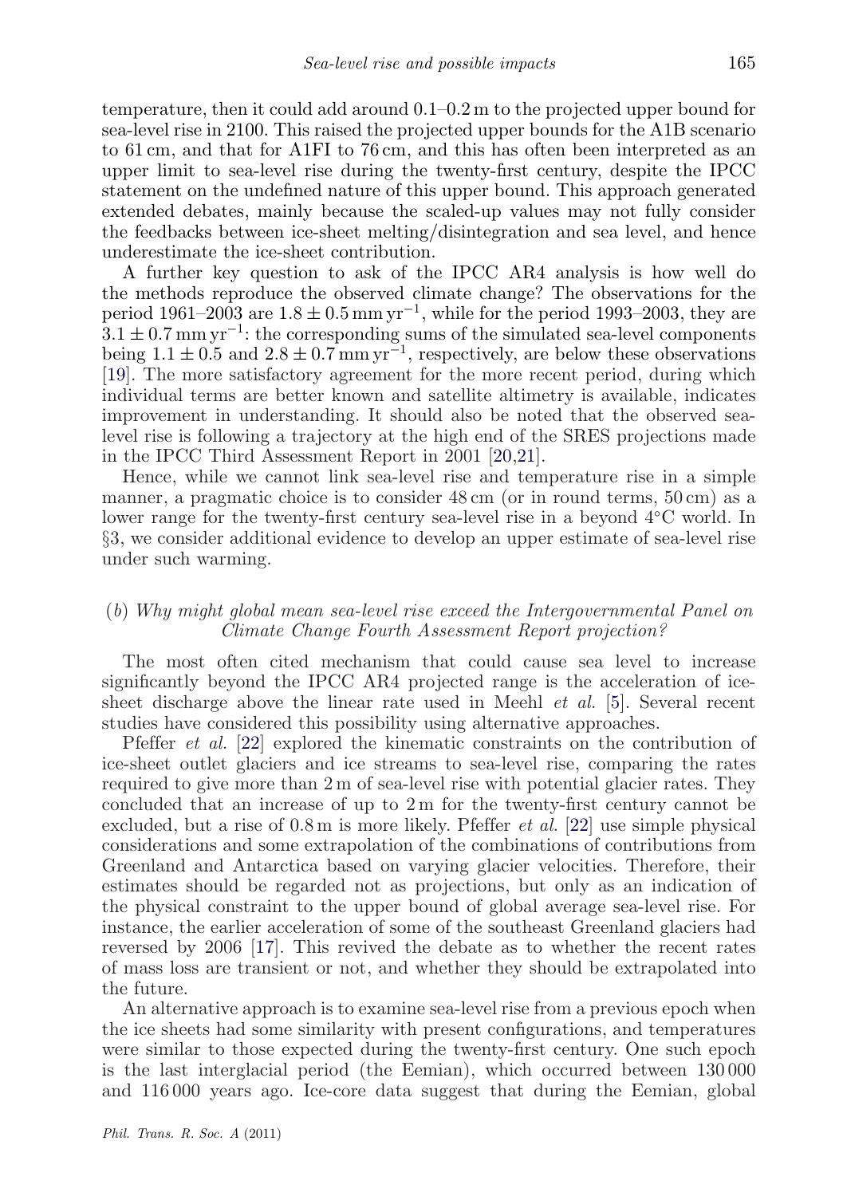temperature, then it could add around 0.1–0.2 m to the projected upper bound for sea-level rise in 2100. This raised the projected upper bounds for the A1B scenario to 61 cm, and that for A1FI to 76 cm, and this has often been interpreted as an upper limit to sea-level rise during the twenty-first century, despite the IPCC statement on the undefined nature of this upper bound. This approach generated extended debates, mainly because the scaled-up values may not fully consider the feedbacks between ice-sheet melting/disintegration and sea level, and hence underestimate the ice-sheet contribution.

A further key question to ask of the IPCC AR4 analysis is how well do the methods reproduce the observed climate change? The observations for the period 1961–2003 are $1.8 \pm 0.5\,\mathrm{mm\,yr^{-1}}$, while for the period 1993–2003, they are $3.1 \pm 0.7\,\mathrm{mm\,yr^{-1}}$: the corresponding sums of the simulated sea-level components being $1.1 \pm 0.5$ and $2.8 \pm 0.7\,\mathrm{mm\,yr^{-1}}$, respectively, are below these observations [19]. The more satisfactory agreement for the more recent period, during which individual terms are better known and satellite altimetry is available, indicates improvement in understanding. It should also be noted that the observed sea-level rise is following a trajectory at the high end of the SRES projections made in the IPCC Third Assessment Report in 2001 [20,21].

Hence, while we cannot link sea-level rise and temperature rise in a simple manner, a pragmatic choice is to consider 48 cm (or in round terms, 50 cm) as a lower range for the twenty-first century sea-level rise in a beyond 4°C world. In §3, we consider additional evidence to develop an upper estimate of sea-level rise under such warming.

### (*b*) *Why might global mean sea-level rise exceed the Intergovernmental Panel on Climate Change Fourth Assessment Report projection?*

The most often cited mechanism that could cause sea level to increase significantly beyond the IPCC AR4 projected range is the acceleration of ice-sheet discharge above the linear rate used in Meehl *et al.* [5]. Several recent studies have considered this possibility using alternative approaches.

Pfeffer *et al.* [22] explored the kinematic constraints on the contribution of ice-sheet outlet glaciers and ice streams to sea-level rise, comparing the rates required to give more than 2 m of sea-level rise with potential glacier rates. They concluded that an increase of up to 2 m for the twenty-first century cannot be excluded, but a rise of 0.8 m is more likely. Pfeffer *et al.* [22] use simple physical considerations and some extrapolation of the combinations of contributions from Greenland and Antarctica based on varying glacier velocities. Therefore, their estimates should be regarded not as projections, but only as an indication of the physical constraint to the upper bound of global average sea-level rise. For instance, the earlier acceleration of some of the southeast Greenland glaciers had reversed by 2006 [17]. This revived the debate as to whether the recent rates of mass loss are transient or not, and whether they should be extrapolated into the future.

An alternative approach is to examine sea-level rise from a previous epoch when the ice sheets had some similarity with present configurations, and temperatures were similar to those expected during the twenty-first century. One such epoch is the last interglacial period (the Eemian), which occurred between 130 000 and 116 000 years ago. Ice-core data suggest that during the Eemian, global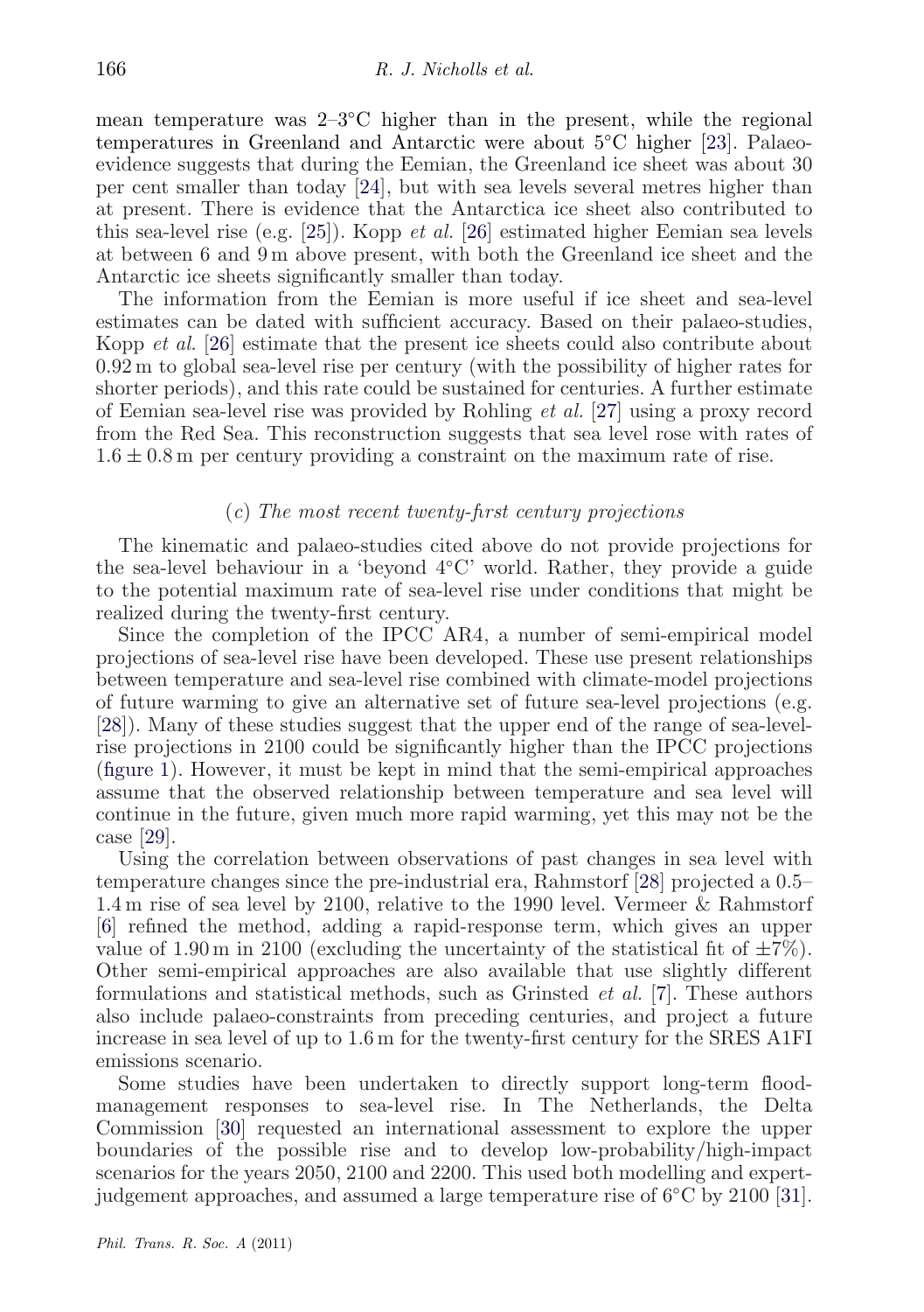mean temperature was 2–3°C higher than in the present, while the regional temperatures in Greenland and Antarctic were about 5°C higher [23]. Palaeo-evidence suggests that during the Eemian, the Greenland ice sheet was about 30 per cent smaller than today [24], but with sea levels several metres higher than at present. There is evidence that the Antarctica ice sheet also contributed to this sea-level rise (e.g. [25]). Kopp *et al.* [26] estimated higher Eemian sea levels at between 6 and 9 m above present, with both the Greenland ice sheet and the Antarctic ice sheets significantly smaller than today.

The information from the Eemian is more useful if ice sheet and sea-level estimates can be dated with sufficient accuracy. Based on their palaeo-studies, Kopp *et al.* [26] estimate that the present ice sheets could also contribute about 0.92 m to global sea-level rise per century (with the possibility of higher rates for shorter periods), and this rate could be sustained for centuries. A further estimate of Eemian sea-level rise was provided by Rohling *et al.* [27] using a proxy record from the Red Sea. This reconstruction suggests that sea level rose with rates of $1.6 \pm 0.8$ m per century providing a constraint on the maximum rate of rise.

### (*c*) *The most recent twenty-first century projections*

The kinematic and palaeo-studies cited above do not provide projections for the sea-level behaviour in a 'beyond 4°C' world. Rather, they provide a guide to the potential maximum rate of sea-level rise under conditions that might be realized during the twenty-first century.

Since the completion of the IPCC AR4, a number of semi-empirical model projections of sea-level rise have been developed. These use present relationships between temperature and sea-level rise combined with climate-model projections of future warming to give an alternative set of future sea-level projections (e.g. [28]). Many of these studies suggest that the upper end of the range of sea-level-rise projections in 2100 could be significantly higher than the IPCC projections (figure 1). However, it must be kept in mind that the semi-empirical approaches assume that the observed relationship between temperature and sea level will continue in the future, given much more rapid warming, yet this may not be the case [29].

Using the correlation between observations of past changes in sea level with temperature changes since the pre-industrial era, Rahmstorf [28] projected a 0.5–1.4 m rise of sea level by 2100, relative to the 1990 level. Vermeer & Rahmstorf [6] refined the method, adding a rapid-response term, which gives an upper value of 1.90 m in 2100 (excluding the uncertainty of the statistical fit of $\pm 7\%$). Other semi-empirical approaches are also available that use slightly different formulations and statistical methods, such as Grinsted *et al.* [7]. These authors also include palaeo-constraints from preceding centuries, and project a future increase in sea level of up to 1.6 m for the twenty-first century for the SRES A1FI emissions scenario.

Some studies have been undertaken to directly support long-term flood-management responses to sea-level rise. In The Netherlands, the Delta Commission [30] requested an international assessment to explore the upper boundaries of the possible rise and to develop low-probability/high-impact scenarios for the years 2050, 2100 and 2200. This used both modelling and expert-judgement approaches, and assumed a large temperature rise of 6°C by 2100 [31].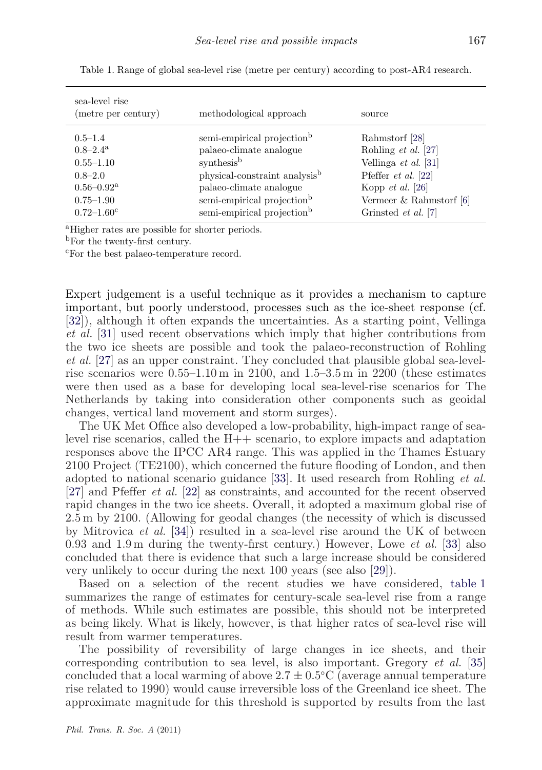Table 1. Range of global sea-level rise (metre per century) according to post-AR4 research.

| sea-level rise (metre per century) | methodological approach | source |
|---|---|---|
| 0.5–1.4 | semi-empirical projection[b] | Rahmstorf [28] |
| 0.8–2.4[a] | palaeo-climate analogue | Rohling *et al.* [27] |
| 0.55–1.10 | synthesis[b] | Vellinga *et al.* [31] |
| 0.8–2.0 | physical-constraint analysis[b] | Pfeffer *et al.* [22] |
| 0.56–0.92[a] | palaeo-climate analogue | Kopp *et al.* [26] |
| 0.75–1.90 | semi-empirical projection[b] | Vermeer & Rahmstorf [6] |
| 0.72–1.60[c] | semi-empirical projection[b] | Grinsted *et al.* [7] |

[a]Higher rates are possible for shorter periods.
[b]For the twenty-first century.
[c]For the best palaeo-temperature record.

Expert judgement is a useful technique as it provides a mechanism to capture important, but poorly understood, processes such as the ice-sheet response (cf. [32]), although it often expands the uncertainties. As a starting point, Vellinga *et al.* [31] used recent observations which imply that higher contributions from the two ice sheets are possible and took the palaeo-reconstruction of Rohling *et al.* [27] as an upper constraint. They concluded that plausible global sea-level-rise scenarios were 0.55–1.10 m in 2100, and 1.5–3.5 m in 2200 (these estimates were then used as a base for developing local sea-level-rise scenarios for The Netherlands by taking into consideration other components such as geoidal changes, vertical land movement and storm surges).

The UK Met Office also developed a low-probability, high-impact range of sea-level rise scenarios, called the H++ scenario, to explore impacts and adaptation responses above the IPCC AR4 range. This was applied in the Thames Estuary 2100 Project (TE2100), which concerned the future flooding of London, and then adopted to national scenario guidance [33]. It used research from Rohling *et al.* [27] and Pfeffer *et al.* [22] as constraints, and accounted for the recent observed rapid changes in the two ice sheets. Overall, it adopted a maximum global rise of 2.5 m by 2100. (Allowing for geodal changes (the necessity of which is discussed by Mitrovica *et al.* [34]) resulted in a sea-level rise around the UK of between 0.93 and 1.9 m during the twenty-first century.) However, Lowe *et al.* [33] also concluded that there is evidence that such a large increase should be considered very unlikely to occur during the next 100 years (see also [29]).

Based on a selection of the recent studies we have considered, table 1 summarizes the range of estimates for century-scale sea-level rise from a range of methods. While such estimates are possible, this should not be interpreted as being likely. What is likely, however, is that higher rates of sea-level rise will result from warmer temperatures.

The possibility of reversibility of large changes in ice sheets, and their corresponding contribution to sea level, is also important. Gregory *et al.* [35] concluded that a local warming of above $2.7 \pm 0.5$°C (average annual temperature rise related to 1990) would cause irreversible loss of the Greenland ice sheet. The approximate magnitude for this threshold is supported by results from the last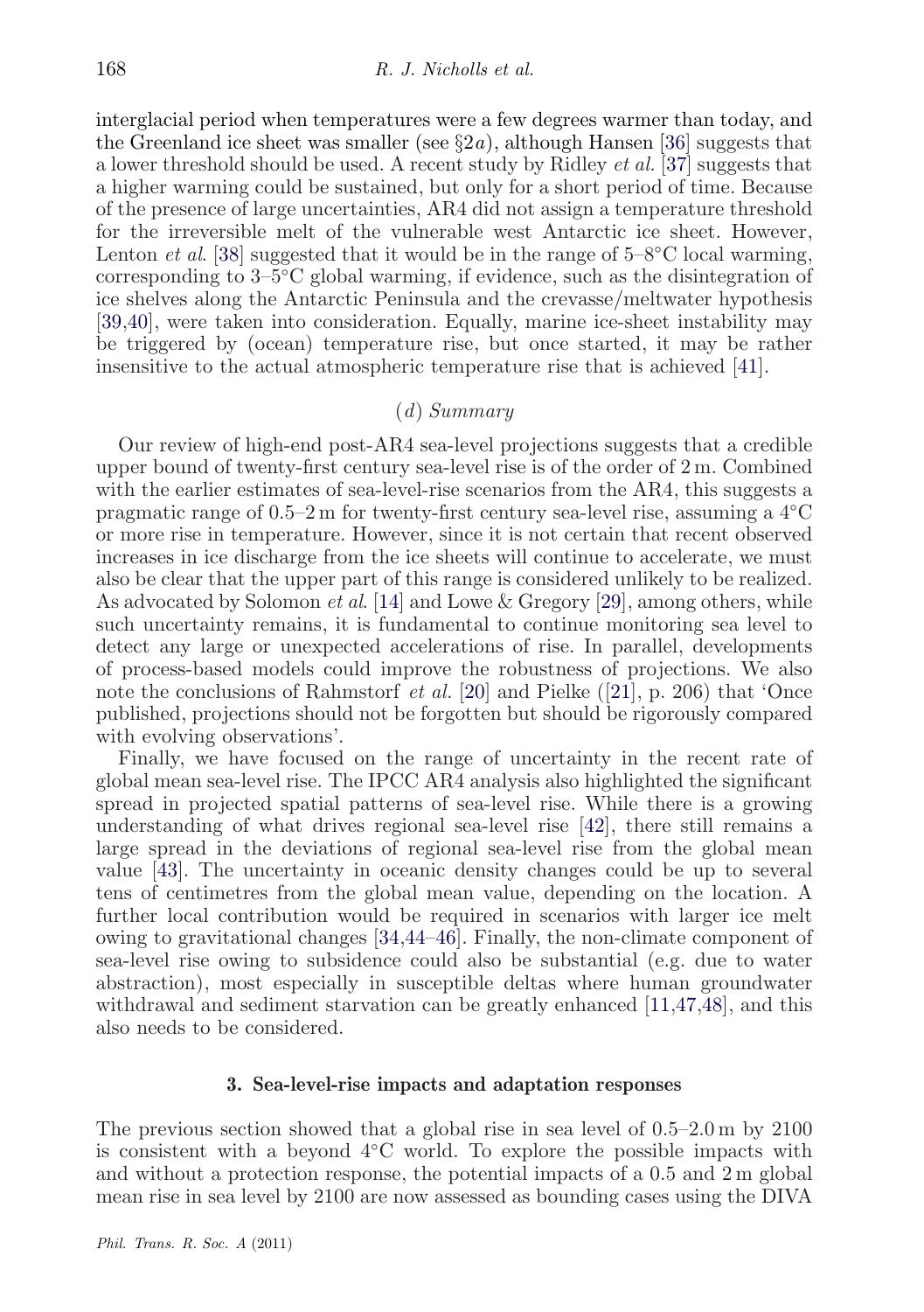interglacial period when temperatures were a few degrees warmer than today, and the Greenland ice sheet was smaller (see §2*a*), although Hansen [36] suggests that a lower threshold should be used. A recent study by Ridley *et al.* [37] suggests that a higher warming could be sustained, but only for a short period of time. Because of the presence of large uncertainties, AR4 did not assign a temperature threshold for the irreversible melt of the vulnerable west Antarctic ice sheet. However, Lenton *et al.* [38] suggested that it would be in the range of 5–8°C local warming, corresponding to 3–5°C global warming, if evidence, such as the disintegration of ice shelves along the Antarctic Peninsula and the crevasse/meltwater hypothesis [39,40], were taken into consideration. Equally, marine ice-sheet instability may be triggered by (ocean) temperature rise, but once started, it may be rather insensitive to the actual atmospheric temperature rise that is achieved [41].

### (*d*) *Summary*

Our review of high-end post-AR4 sea-level projections suggests that a credible upper bound of twenty-first century sea-level rise is of the order of 2 m. Combined with the earlier estimates of sea-level-rise scenarios from the AR4, this suggests a pragmatic range of 0.5–2 m for twenty-first century sea-level rise, assuming a 4°C or more rise in temperature. However, since it is not certain that recent observed increases in ice discharge from the ice sheets will continue to accelerate, we must also be clear that the upper part of this range is considered unlikely to be realized. As advocated by Solomon *et al.* [14] and Lowe & Gregory [29], among others, while such uncertainty remains, it is fundamental to continue monitoring sea level to detect any large or unexpected accelerations of rise. In parallel, developments of process-based models could improve the robustness of projections. We also note the conclusions of Rahmstorf *et al.* [20] and Pielke ([21], p. 206) that 'Once published, projections should not be forgotten but should be rigorously compared with evolving observations'.

Finally, we have focused on the range of uncertainty in the recent rate of global mean sea-level rise. The IPCC AR4 analysis also highlighted the significant spread in projected spatial patterns of sea-level rise. While there is a growing understanding of what drives regional sea-level rise [42], there still remains a large spread in the deviations of regional sea-level rise from the global mean value [43]. The uncertainty in oceanic density changes could be up to several tens of centimetres from the global mean value, depending on the location. A further local contribution would be required in scenarios with larger ice melt owing to gravitational changes [34,44–46]. Finally, the non-climate component of sea-level rise owing to subsidence could also be substantial (e.g. due to water abstraction), most especially in susceptible deltas where human groundwater withdrawal and sediment starvation can be greatly enhanced [11,47,48], and this also needs to be considered.

## 3. Sea-level-rise impacts and adaptation responses

The previous section showed that a global rise in sea level of 0.5–2.0 m by 2100 is consistent with a beyond 4°C world. To explore the possible impacts with and without a protection response, the potential impacts of a 0.5 and 2 m global mean rise in sea level by 2100 are now assessed as bounding cases using the DIVA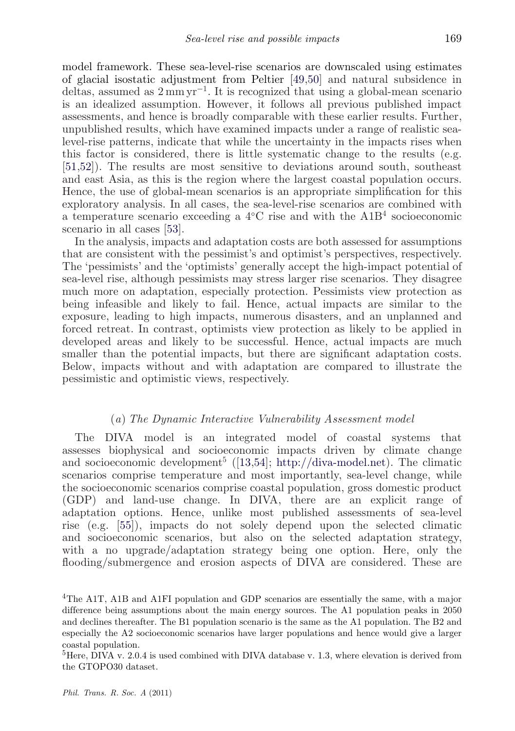model framework. These sea-level-rise scenarios are downscaled using estimates of glacial isostatic adjustment from Peltier [49,50] and natural subsidence in deltas, assumed as $2\,\mathrm{mm\,yr^{-1}}$. It is recognized that using a global-mean scenario is an idealized assumption. However, it follows all previous published impact assessments, and hence is broadly comparable with these earlier results. Further, unpublished results, which have examined impacts under a range of realistic sea-level-rise patterns, indicate that while the uncertainty in the impacts rises when this factor is considered, there is little systematic change to the results (e.g. [51,52]). The results are most sensitive to deviations around south, southeast and east Asia, as this is the region where the largest coastal population occurs. Hence, the use of global-mean scenarios is an appropriate simplification for this exploratory analysis. In all cases, the sea-level-rise scenarios are combined with a temperature scenario exceeding a 4°C rise and with the A1B[4] socioeconomic scenario in all cases [53].

In the analysis, impacts and adaptation costs are both assessed for assumptions that are consistent with the pessimist's and optimist's perspectives, respectively. The 'pessimists' and the 'optimists' generally accept the high-impact potential of sea-level rise, although pessimists may stress larger rise scenarios. They disagree much more on adaptation, especially protection. Pessimists view protection as being infeasible and likely to fail. Hence, actual impacts are similar to the exposure, leading to high impacts, numerous disasters, and an unplanned and forced retreat. In contrast, optimists view protection as likely to be applied in developed areas and likely to be successful. Hence, actual impacts are much smaller than the potential impacts, but there are significant adaptation costs. Below, impacts without and with adaptation are compared to illustrate the pessimistic and optimistic views, respectively.

### (*a*) *The Dynamic Interactive Vulnerability Assessment model*

The DIVA model is an integrated model of coastal systems that assesses biophysical and socioeconomic impacts driven by climate change and socioeconomic development[5] ([13,54]; http://diva-model.net). The climatic scenarios comprise temperature and most importantly, sea-level change, while the socioeconomic scenarios comprise coastal population, gross domestic product (GDP) and land-use change. In DIVA, there are an explicit range of adaptation options. Hence, unlike most published assessments of sea-level rise (e.g. [55]), impacts do not solely depend upon the selected climatic and socioeconomic scenarios, but also on the selected adaptation strategy, with a no upgrade/adaptation strategy being one option. Here, only the flooding/submergence and erosion aspects of DIVA are considered. These are

[4]The A1T, A1B and A1FI population and GDP scenarios are essentially the same, with a major difference being assumptions about the main energy sources. The A1 population peaks in 2050 and declines thereafter. The B1 population scenario is the same as the A1 population. The B2 and especially the A2 socioeconomic scenarios have larger populations and hence would give a larger coastal population.

[5]Here, DIVA v. 2.0.4 is used combined with DIVA database v. 1.3, where elevation is derived from the GTOPO30 dataset.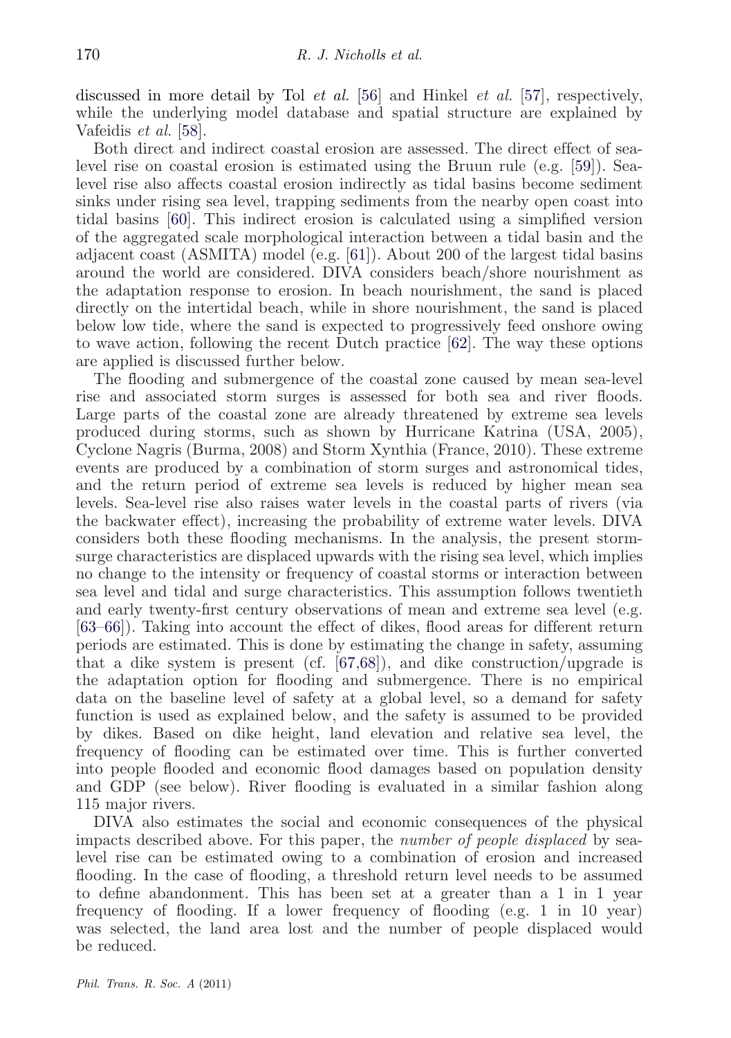discussed in more detail by Tol *et al.* [56] and Hinkel *et al.* [57], respectively, while the underlying model database and spatial structure are explained by Vafeidis *et al.* [58].

Both direct and indirect coastal erosion are assessed. The direct effect of sea-level rise on coastal erosion is estimated using the Bruun rule (e.g. [59]). Sea-level rise also affects coastal erosion indirectly as tidal basins become sediment sinks under rising sea level, trapping sediments from the nearby open coast into tidal basins [60]. This indirect erosion is calculated using a simplified version of the aggregated scale morphological interaction between a tidal basin and the adjacent coast (ASMITA) model (e.g. [61]). About 200 of the largest tidal basins around the world are considered. DIVA considers beach/shore nourishment as the adaptation response to erosion. In beach nourishment, the sand is placed directly on the intertidal beach, while in shore nourishment, the sand is placed below low tide, where the sand is expected to progressively feed onshore owing to wave action, following the recent Dutch practice [62]. The way these options are applied is discussed further below.

The flooding and submergence of the coastal zone caused by mean sea-level rise and associated storm surges is assessed for both sea and river floods. Large parts of the coastal zone are already threatened by extreme sea levels produced during storms, such as shown by Hurricane Katrina (USA, 2005), Cyclone Nagris (Burma, 2008) and Storm Xynthia (France, 2010). These extreme events are produced by a combination of storm surges and astronomical tides, and the return period of extreme sea levels is reduced by higher mean sea levels. Sea-level rise also raises water levels in the coastal parts of rivers (via the backwater effect), increasing the probability of extreme water levels. DIVA considers both these flooding mechanisms. In the analysis, the present storm-surge characteristics are displaced upwards with the rising sea level, which implies no change to the intensity or frequency of coastal storms or interaction between sea level and tidal and surge characteristics. This assumption follows twentieth and early twenty-first century observations of mean and extreme sea level (e.g. [63–66]). Taking into account the effect of dikes, flood areas for different return periods are estimated. This is done by estimating the change in safety, assuming that a dike system is present (cf. [67,68]), and dike construction/upgrade is the adaptation option for flooding and submergence. There is no empirical data on the baseline level of safety at a global level, so a demand for safety function is used as explained below, and the safety is assumed to be provided by dikes. Based on dike height, land elevation and relative sea level, the frequency of flooding can be estimated over time. This is further converted into people flooded and economic flood damages based on population density and GDP (see below). River flooding is evaluated in a similar fashion along 115 major rivers.

DIVA also estimates the social and economic consequences of the physical impacts described above. For this paper, the *number of people displaced* by sea-level rise can be estimated owing to a combination of erosion and increased flooding. In the case of flooding, a threshold return level needs to be assumed to define abandonment. This has been set at a greater than a 1 in 1 year frequency of flooding. If a lower frequency of flooding (e.g. 1 in 10 year) was selected, the land area lost and the number of people displaced would be reduced.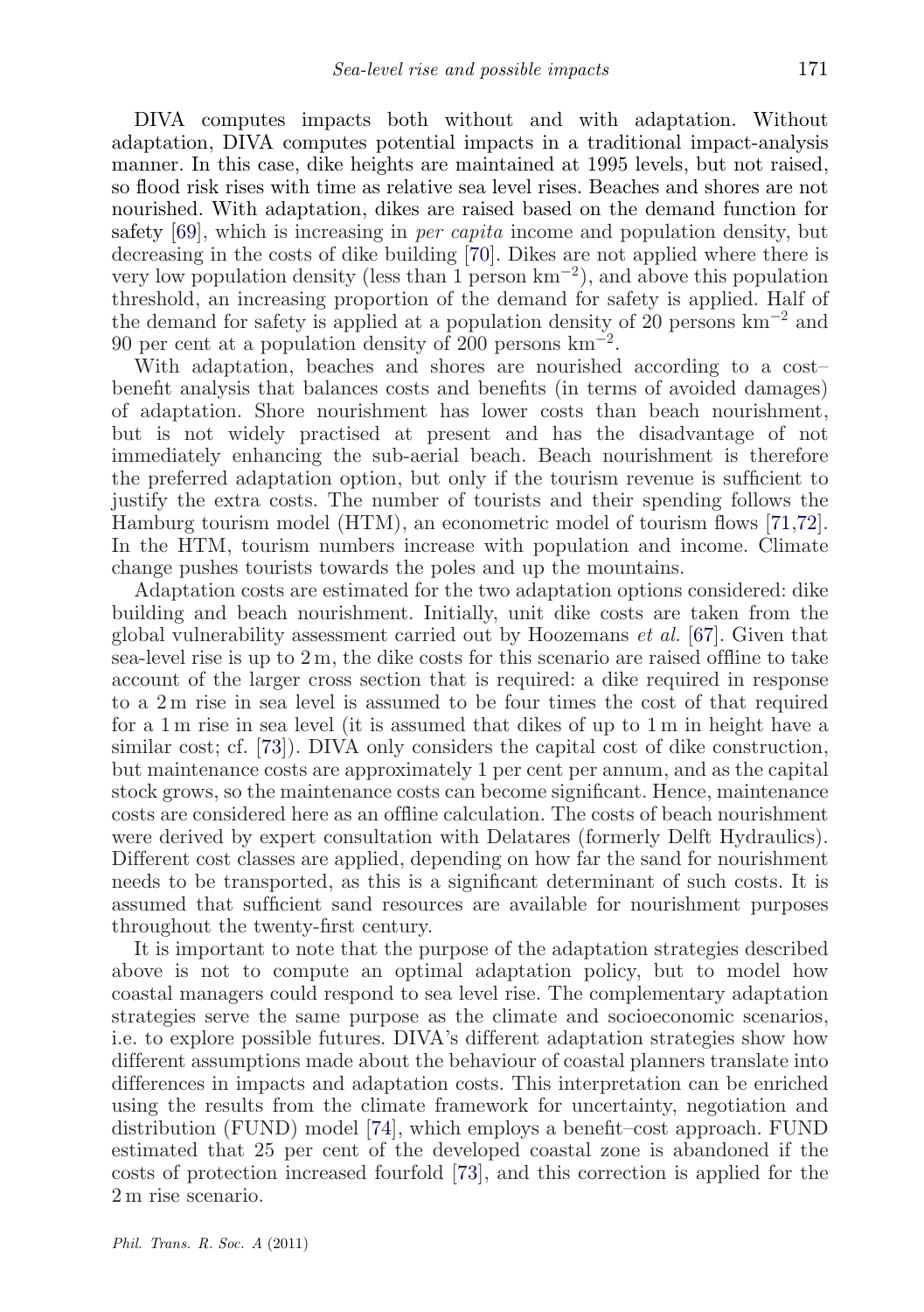DIVA computes impacts both without and with adaptation. Without adaptation, DIVA computes potential impacts in a traditional impact-analysis manner. In this case, dike heights are maintained at 1995 levels, but not raised, so flood risk rises with time as relative sea level rises. Beaches and shores are not nourished. With adaptation, dikes are raised based on the demand function for safety [69], which is increasing in *per capita* income and population density, but decreasing in the costs of dike building [70]. Dikes are not applied where there is very low population density (less than 1 person $\mathrm{km}^{-2}$), and above this population threshold, an increasing proportion of the demand for safety is applied. Half of the demand for safety is applied at a population density of 20 persons $\mathrm{km}^{-2}$ and 90 per cent at a population density of 200 persons $\mathrm{km}^{-2}$.

With adaptation, beaches and shores are nourished according to a cost–benefit analysis that balances costs and benefits (in terms of avoided damages) of adaptation. Shore nourishment has lower costs than beach nourishment, but is not widely practised at present and has the disadvantage of not immediately enhancing the sub-aerial beach. Beach nourishment is therefore the preferred adaptation option, but only if the tourism revenue is sufficient to justify the extra costs. The number of tourists and their spending follows the Hamburg tourism model (HTM), an econometric model of tourism flows [71,72]. In the HTM, tourism numbers increase with population and income. Climate change pushes tourists towards the poles and up the mountains.

Adaptation costs are estimated for the two adaptation options considered: dike building and beach nourishment. Initially, unit dike costs are taken from the global vulnerability assessment carried out by Hoozemans *et al.* [67]. Given that sea-level rise is up to 2 m, the dike costs for this scenario are raised offline to take account of the larger cross section that is required: a dike required in response to a 2 m rise in sea level is assumed to be four times the cost of that required for a 1 m rise in sea level (it is assumed that dikes of up to 1 m in height have a similar cost; cf. [73]). DIVA only considers the capital cost of dike construction, but maintenance costs are approximately 1 per cent per annum, and as the capital stock grows, so the maintenance costs can become significant. Hence, maintenance costs are considered here as an offline calculation. The costs of beach nourishment were derived by expert consultation with Delatares (formerly Delft Hydraulics). Different cost classes are applied, depending on how far the sand for nourishment needs to be transported, as this is a significant determinant of such costs. It is assumed that sufficient sand resources are available for nourishment purposes throughout the twenty-first century.

It is important to note that the purpose of the adaptation strategies described above is not to compute an optimal adaptation policy, but to model how coastal managers could respond to sea level rise. The complementary adaptation strategies serve the same purpose as the climate and socioeconomic scenarios, i.e. to explore possible futures. DIVA's different adaptation strategies show how different assumptions made about the behaviour of coastal planners translate into differences in impacts and adaptation costs. This interpretation can be enriched using the results from the climate framework for uncertainty, negotiation and distribution (FUND) model [74], which employs a benefit–cost approach. FUND estimated that 25 per cent of the developed coastal zone is abandoned if the costs of protection increased fourfold [73], and this correction is applied for the 2 m rise scenario.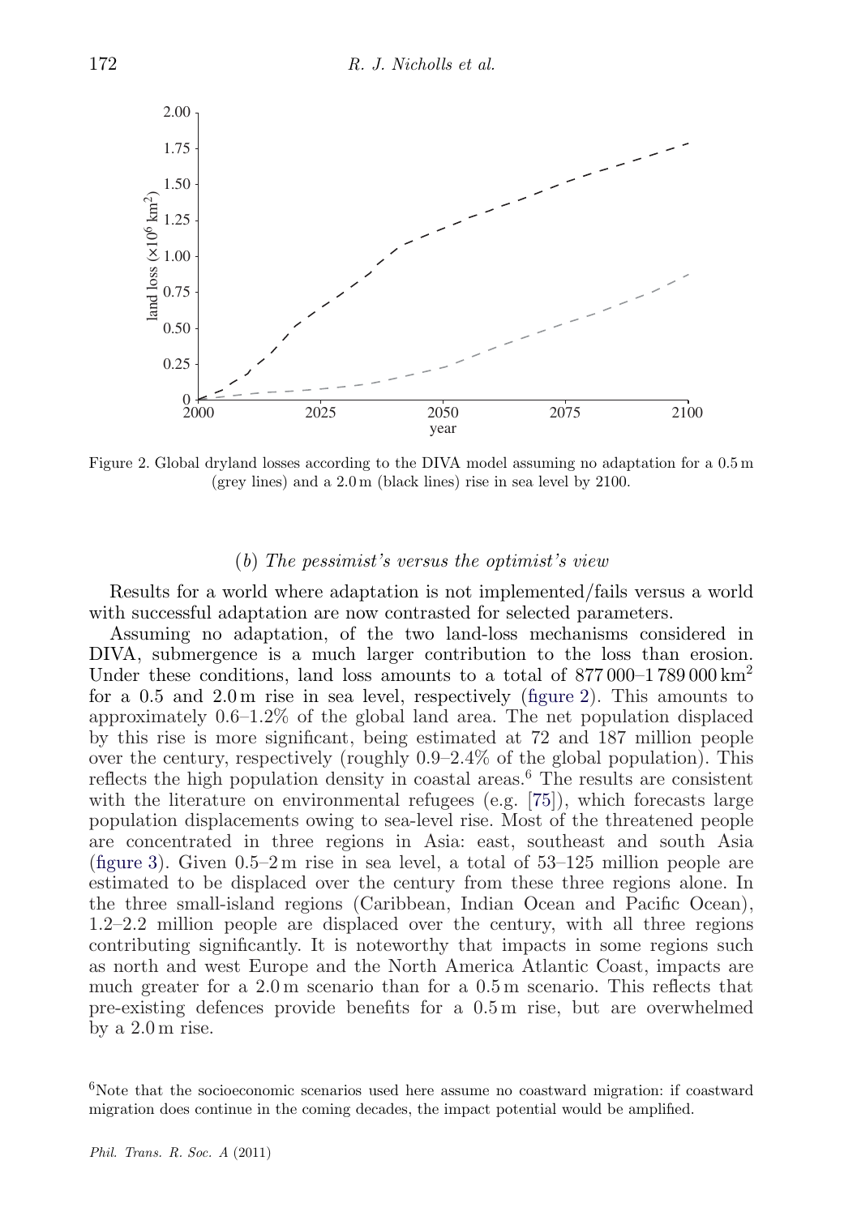Figure 2. Global dryland losses according to the DIVA model assuming no adaptation for a 0.5 m (grey lines) and a 2.0 m (black lines) rise in sea level by 2100.

### (*b*) *The pessimist's versus the optimist's view*

Results for a world where adaptation is not implemented/fails versus a world with successful adaptation are now contrasted for selected parameters.

Assuming no adaptation, of the two land-loss mechanisms considered in DIVA, submergence is a much larger contribution to the loss than erosion. Under these conditions, land loss amounts to a total of 877 000–1 789 000 $km^2$ for a 0.5 and 2.0 m rise in sea level, respectively (figure 2). This amounts to approximately 0.6–1.2% of the global land area. The net population displaced by this rise is more significant, being estimated at 72 and 187 million people over the century, respectively (roughly 0.9–2.4% of the global population). This reflects the high population density in coastal areas.[6] The results are consistent with the literature on environmental refugees (e.g. [75]), which forecasts large population displacements owing to sea-level rise. Most of the threatened people are concentrated in three regions in Asia: east, southeast and south Asia (figure 3). Given 0.5–2 m rise in sea level, a total of 53–125 million people are estimated to be displaced over the century from these three regions alone. In the three small-island regions (Caribbean, Indian Ocean and Pacific Ocean), 1.2–2.2 million people are displaced over the century, with all three regions contributing significantly. It is noteworthy that impacts in some regions such as north and west Europe and the North America Atlantic Coast, impacts are much greater for a 2.0 m scenario than for a 0.5 m scenario. This reflects that pre-existing defences provide benefits for a 0.5 m rise, but are overwhelmed by a 2.0 m rise.

[6] Note that the socioeconomic scenarios used here assume no coastward migration: if coastward migration does continue in the coming decades, the impact potential would be amplified.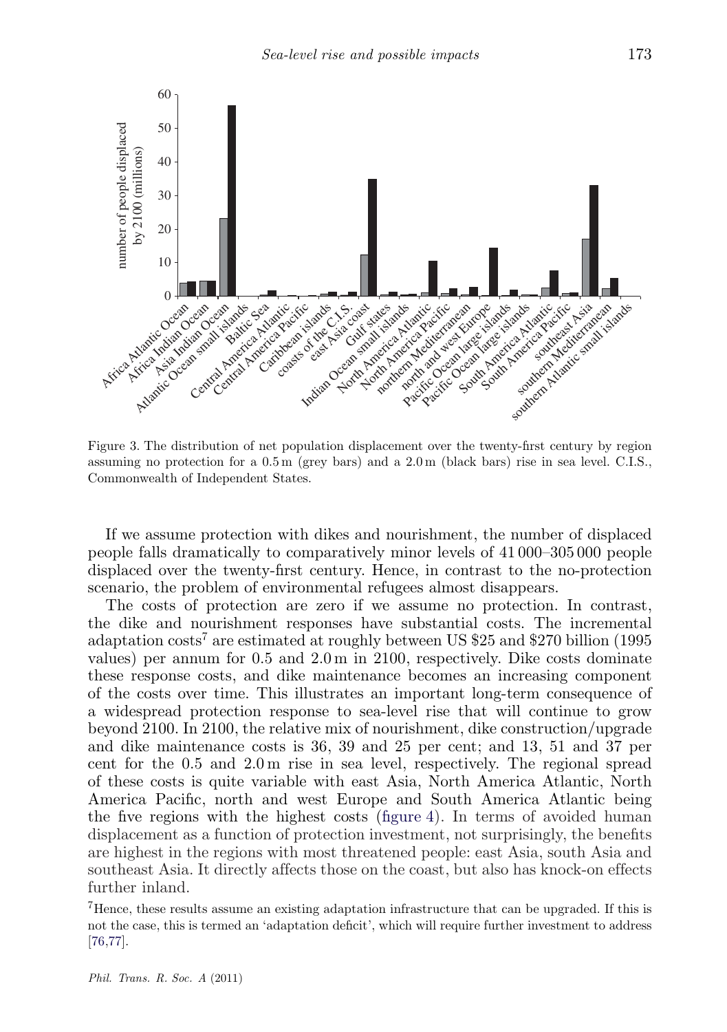Figure 3. The distribution of net population displacement over the twenty-first century by region assuming no protection for a 0.5 m (grey bars) and a 2.0 m (black bars) rise in sea level. C.I.S., Commonwealth of Independent States.

If we assume protection with dikes and nourishment, the number of displaced people falls dramatically to comparatively minor levels of 41 000–305 000 people displaced over the twenty-first century. Hence, in contrast to the no-protection scenario, the problem of environmental refugees almost disappears.

The costs of protection are zero if we assume no protection. In contrast, the dike and nourishment responses have substantial costs. The incremental adaptation costs[7] are estimated at roughly between US $25 and $270 billion (1995 values) per annum for 0.5 and 2.0 m in 2100, respectively. Dike costs dominate these response costs, and dike maintenance becomes an increasing component of the costs over time. This illustrates an important long-term consequence of a widespread protection response to sea-level rise that will continue to grow beyond 2100. In 2100, the relative mix of nourishment, dike construction/upgrade and dike maintenance costs is 36, 39 and 25 per cent; and 13, 51 and 37 per cent for the 0.5 and 2.0 m rise in sea level, respectively. The regional spread of these costs is quite variable with east Asia, North America Atlantic, North America Pacific, north and west Europe and South America Atlantic being the five regions with the highest costs (figure 4). In terms of avoided human displacement as a function of protection investment, not surprisingly, the benefits are highest in the regions with most threatened people: east Asia, south Asia and southeast Asia. It directly affects those on the coast, but also has knock-on effects further inland.

[7] Hence, these results assume an existing adaptation infrastructure that can be upgraded. If this is not the case, this is termed an 'adaptation deficit', which will require further investment to address [76,77].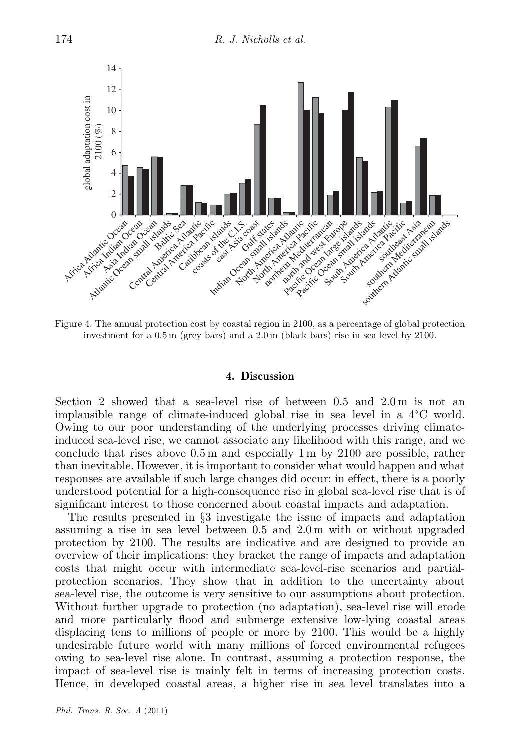Figure 4. The annual protection cost by coastal region in 2100, as a percentage of global protection investment for a 0.5 m (grey bars) and a 2.0 m (black bars) rise in sea level by 2100.

## 4. Discussion

Section 2 showed that a sea-level rise of between 0.5 and 2.0 m is not an implausible range of climate-induced global rise in sea level in a 4°C world. Owing to our poor understanding of the underlying processes driving climate-induced sea-level rise, we cannot associate any likelihood with this range, and we conclude that rises above 0.5 m and especially 1 m by 2100 are possible, rather than inevitable. However, it is important to consider what would happen and what responses are available if such large changes did occur: in effect, there is a poorly understood potential for a high-consequence rise in global sea-level rise that is of significant interest to those concerned about coastal impacts and adaptation.

The results presented in §3 investigate the issue of impacts and adaptation assuming a rise in sea level between 0.5 and 2.0 m with or without upgraded protection by 2100. The results are indicative and are designed to provide an overview of their implications: they bracket the range of impacts and adaptation costs that might occur with intermediate sea-level-rise scenarios and partial-protection scenarios. They show that in addition to the uncertainty about sea-level rise, the outcome is very sensitive to our assumptions about protection. Without further upgrade to protection (no adaptation), sea-level rise will erode and more particularly flood and submerge extensive low-lying coastal areas displacing tens to millions of people or more by 2100. This would be a highly undesirable future world with many millions of forced environmental refugees owing to sea-level rise alone. In contrast, assuming a protection response, the impact of sea-level rise is mainly felt in terms of increasing protection costs. Hence, in developed coastal areas, a higher rise in sea level translates into a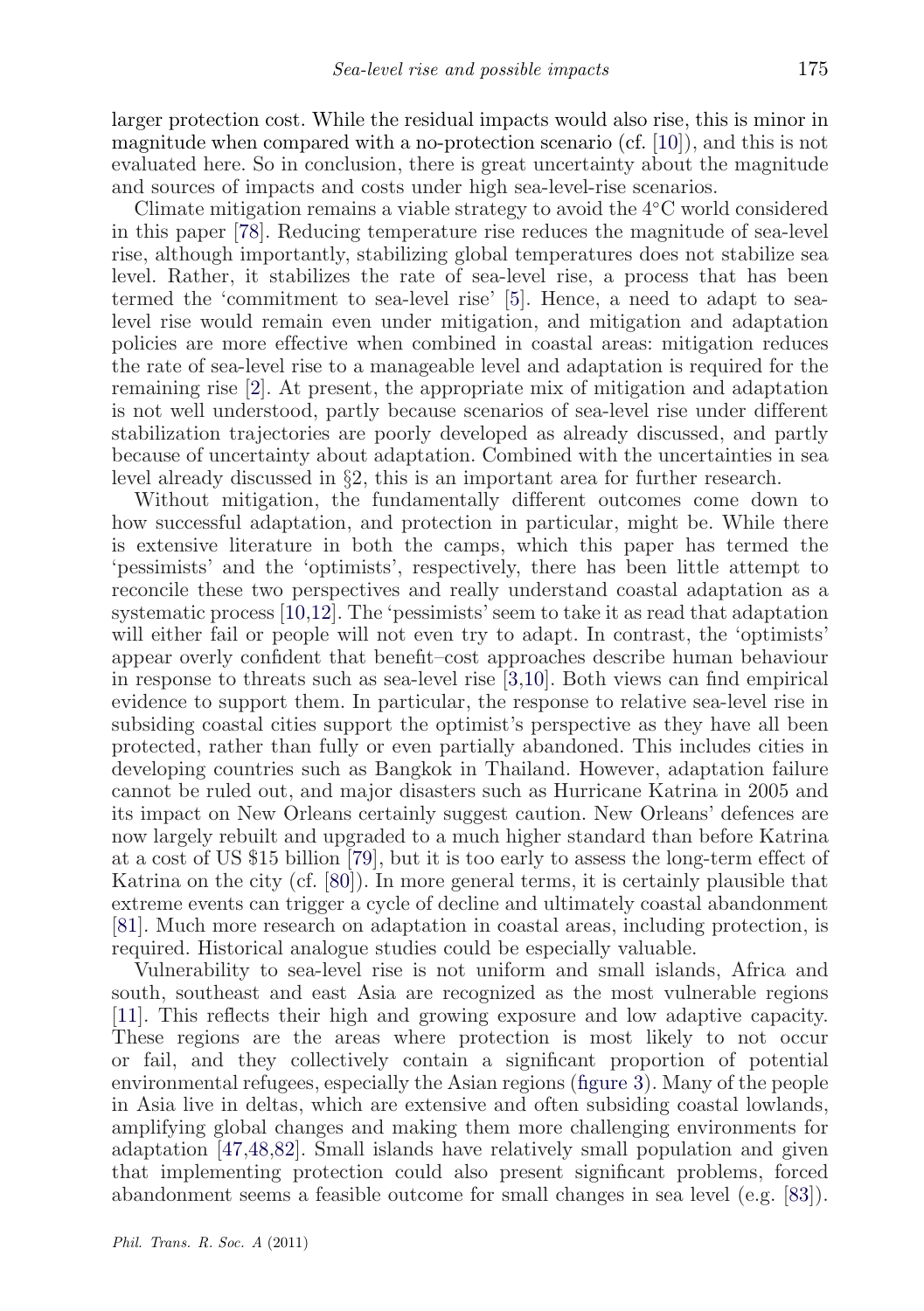larger protection cost. While the residual impacts would also rise, this is minor in magnitude when compared with a no-protection scenario (cf. [10]), and this is not evaluated here. So in conclusion, there is great uncertainty about the magnitude and sources of impacts and costs under high sea-level-rise scenarios.

Climate mitigation remains a viable strategy to avoid the 4°C world considered in this paper [78]. Reducing temperature rise reduces the magnitude of sea-level rise, although importantly, stabilizing global temperatures does not stabilize sea level. Rather, it stabilizes the rate of sea-level rise, a process that has been termed the 'commitment to sea-level rise' [5]. Hence, a need to adapt to sea-level rise would remain even under mitigation, and mitigation and adaptation policies are more effective when combined in coastal areas: mitigation reduces the rate of sea-level rise to a manageable level and adaptation is required for the remaining rise [2]. At present, the appropriate mix of mitigation and adaptation is not well understood, partly because scenarios of sea-level rise under different stabilization trajectories are poorly developed as already discussed, and partly because of uncertainty about adaptation. Combined with the uncertainties in sea level already discussed in §2, this is an important area for further research.

Without mitigation, the fundamentally different outcomes come down to how successful adaptation, and protection in particular, might be. While there is extensive literature in both the camps, which this paper has termed the 'pessimists' and the 'optimists', respectively, there has been little attempt to reconcile these two perspectives and really understand coastal adaptation as a systematic process [10,12]. The 'pessimists' seem to take it as read that adaptation will either fail or people will not even try to adapt. In contrast, the 'optimists' appear overly confident that benefit–cost approaches describe human behaviour in response to threats such as sea-level rise [3,10]. Both views can find empirical evidence to support them. In particular, the response to relative sea-level rise in subsiding coastal cities support the optimist's perspective as they have all been protected, rather than fully or even partially abandoned. This includes cities in developing countries such as Bangkok in Thailand. However, adaptation failure cannot be ruled out, and major disasters such as Hurricane Katrina in 2005 and its impact on New Orleans certainly suggest caution. New Orleans' defences are now largely rebuilt and upgraded to a much higher standard than before Katrina at a cost of US $15 billion [79], but it is too early to assess the long-term effect of Katrina on the city (cf. [80]). In more general terms, it is certainly plausible that extreme events can trigger a cycle of decline and ultimately coastal abandonment [81]. Much more research on adaptation in coastal areas, including protection, is required. Historical analogue studies could be especially valuable.

Vulnerability to sea-level rise is not uniform and small islands, Africa and south, southeast and east Asia are recognized as the most vulnerable regions [11]. This reflects their high and growing exposure and low adaptive capacity. These regions are the areas where protection is most likely to not occur or fail, and they collectively contain a significant proportion of potential environmental refugees, especially the Asian regions (figure 3). Many of the people in Asia live in deltas, which are extensive and often subsiding coastal lowlands, amplifying global changes and making them more challenging environments for adaptation [47,48,82]. Small islands have relatively small population and given that implementing protection could also present significant problems, forced abandonment seems a feasible outcome for small changes in sea level (e.g. [83]).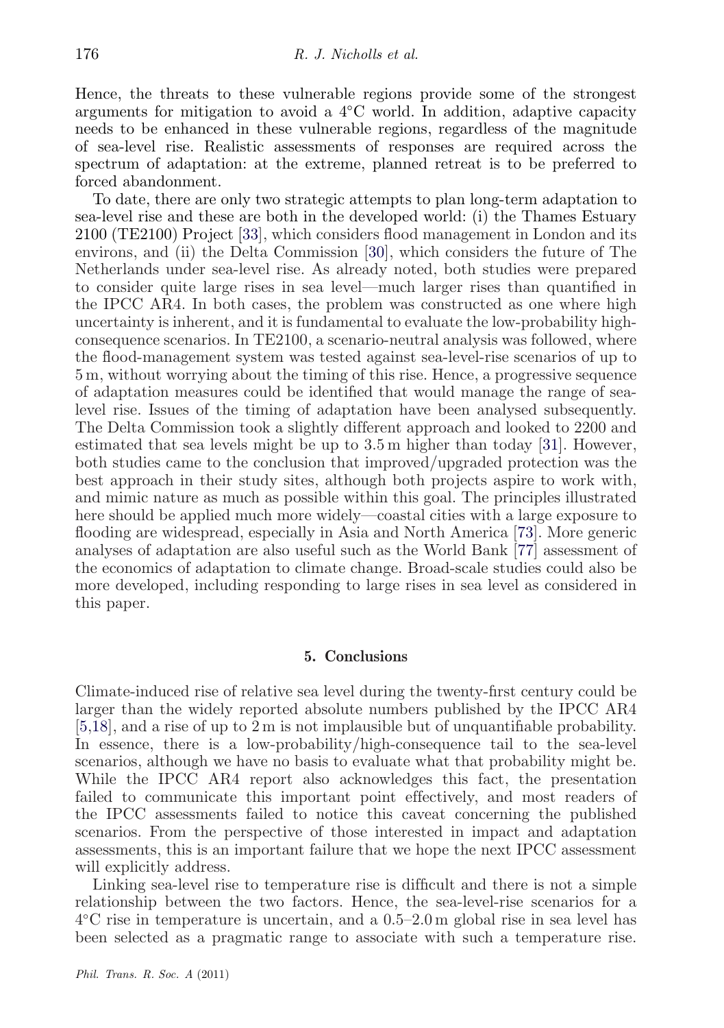Hence, the threats to these vulnerable regions provide some of the strongest arguments for mitigation to avoid a 4°C world. In addition, adaptive capacity needs to be enhanced in these vulnerable regions, regardless of the magnitude of sea-level rise. Realistic assessments of responses are required across the spectrum of adaptation: at the extreme, planned retreat is to be preferred to forced abandonment.

To date, there are only two strategic attempts to plan long-term adaptation to sea-level rise and these are both in the developed world: (i) the Thames Estuary 2100 (TE2100) Project [33], which considers flood management in London and its environs, and (ii) the Delta Commission [30], which considers the future of The Netherlands under sea-level rise. As already noted, both studies were prepared to consider quite large rises in sea level—much larger rises than quantified in the IPCC AR4. In both cases, the problem was constructed as one where high uncertainty is inherent, and it is fundamental to evaluate the low-probability high-consequence scenarios. In TE2100, a scenario-neutral analysis was followed, where the flood-management system was tested against sea-level-rise scenarios of up to 5 m, without worrying about the timing of this rise. Hence, a progressive sequence of adaptation measures could be identified that would manage the range of sea-level rise. Issues of the timing of adaptation have been analysed subsequently. The Delta Commission took a slightly different approach and looked to 2200 and estimated that sea levels might be up to 3.5 m higher than today [31]. However, both studies came to the conclusion that improved/upgraded protection was the best approach in their study sites, although both projects aspire to work with, and mimic nature as much as possible within this goal. The principles illustrated here should be applied much more widely—coastal cities with a large exposure to flooding are widespread, especially in Asia and North America [73]. More generic analyses of adaptation are also useful such as the World Bank [77] assessment of the economics of adaptation to climate change. Broad-scale studies could also be more developed, including responding to large rises in sea level as considered in this paper.

## 5. Conclusions

Climate-induced rise of relative sea level during the twenty-first century could be larger than the widely reported absolute numbers published by the IPCC AR4 [5,18], and a rise of up to 2 m is not implausible but of unquantifiable probability. In essence, there is a low-probability/high-consequence tail to the sea-level scenarios, although we have no basis to evaluate what that probability might be. While the IPCC AR4 report also acknowledges this fact, the presentation failed to communicate this important point effectively, and most readers of the IPCC assessments failed to notice this caveat concerning the published scenarios. From the perspective of those interested in impact and adaptation assessments, this is an important failure that we hope the next IPCC assessment will explicitly address.

Linking sea-level rise to temperature rise is difficult and there is not a simple relationship between the two factors. Hence, the sea-level-rise scenarios for a 4°C rise in temperature is uncertain, and a 0.5–2.0 m global rise in sea level has been selected as a pragmatic range to associate with such a temperature rise.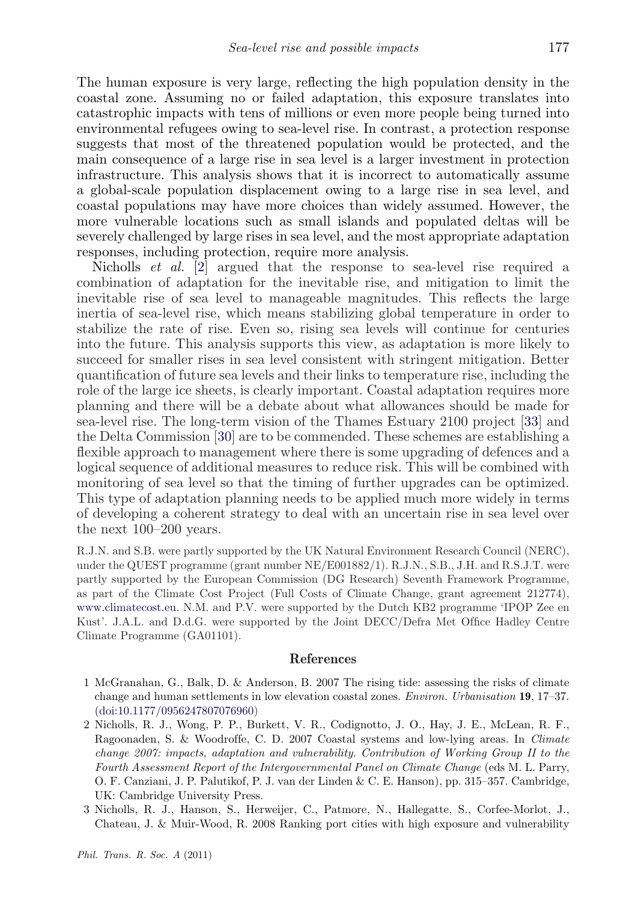The human exposure is very large, reflecting the high population density in the coastal zone. Assuming no or failed adaptation, this exposure translates into catastrophic impacts with tens of millions or even more people being turned into environmental refugees owing to sea-level rise. In contrast, a protection response suggests that most of the threatened population would be protected, and the main consequence of a large rise in sea level is a larger investment in protection infrastructure. This analysis shows that it is incorrect to automatically assume a global-scale population displacement owing to a large rise in sea level, and coastal populations may have more choices than widely assumed. However, the more vulnerable locations such as small islands and populated deltas will be severely challenged by large rises in sea level, and the most appropriate adaptation responses, including protection, require more analysis.

Nicholls *et al.* [2] argued that the response to sea-level rise required a combination of adaptation for the inevitable rise, and mitigation to limit the inevitable rise of sea level to manageable magnitudes. This reflects the large inertia of sea-level rise, which means stabilizing global temperature in order to stabilize the rate of rise. Even so, rising sea levels will continue for centuries into the future. This analysis supports this view, as adaptation is more likely to succeed for smaller rises in sea level consistent with stringent mitigation. Better quantification of future sea levels and their links to temperature rise, including the role of the large ice sheets, is clearly important. Coastal adaptation requires more planning and there will be a debate about what allowances should be made for sea-level rise. The long-term vision of the Thames Estuary 2100 project [33] and the Delta Commission [30] are to be commended. These schemes are establishing a flexible approach to management where there is some upgrading of defences and a logical sequence of additional measures to reduce risk. This will be combined with monitoring of sea level so that the timing of further upgrades can be optimized. This type of adaptation planning needs to be applied much more widely in terms of developing a coherent strategy to deal with an uncertain rise in sea level over the next 100–200 years.

R.J.N. and S.B. were partly supported by the UK Natural Environment Research Council (NERC), under the QUEST programme (grant number NE/E001882/1). R.J.N., S.B., J.H. and R.S.J.T. were partly supported by the European Commission (DG Research) Seventh Framework Programme, as part of the Climate Cost Project (Full Costs of Climate Change, grant agreement 212774), www.climatecost.eu. N.M. and P.V. were supported by the Dutch KB2 programme 'IPOP Zee en Kust'. J.A.L. and D.d.G. were supported by the Joint DECC/Defra Met Office Hadley Centre Climate Programme (GA01101).

## References

1 McGranahan, G., Balk, D. & Anderson, B. 2007 The rising tide: assessing the risks of climate change and human settlements in low elevation coastal zones. *Environ. Urbanisation* **19**, 17–37. (doi:10.1177/0956247807076960)

2 Nicholls, R. J., Wong, P. P., Burkett, V. R., Codignotto, J. O., Hay, J. E., McLean, R. F., Ragoonaden, S. & Woodroffe, C. D. 2007 Coastal systems and low-lying areas. In *Climate change 2007: impacts, adaptation and vulnerability. Contribution of Working Group II to the Fourth Assessment Report of the Intergovernmental Panel on Climate Change* (eds M. L. Parry, O. F. Canziani, J. P. Palutikof, P. J. van der Linden & C. E. Hanson), pp. 315–357. Cambridge, UK: Cambridge University Press.

3 Nicholls, R. J., Hanson, S., Herweijer, C., Patmore, N., Hallegatte, S., Corfee-Morlot, J., Chateau, J. & Muir-Wood, R. 2008 Ranking port cities with high exposure and vulnerability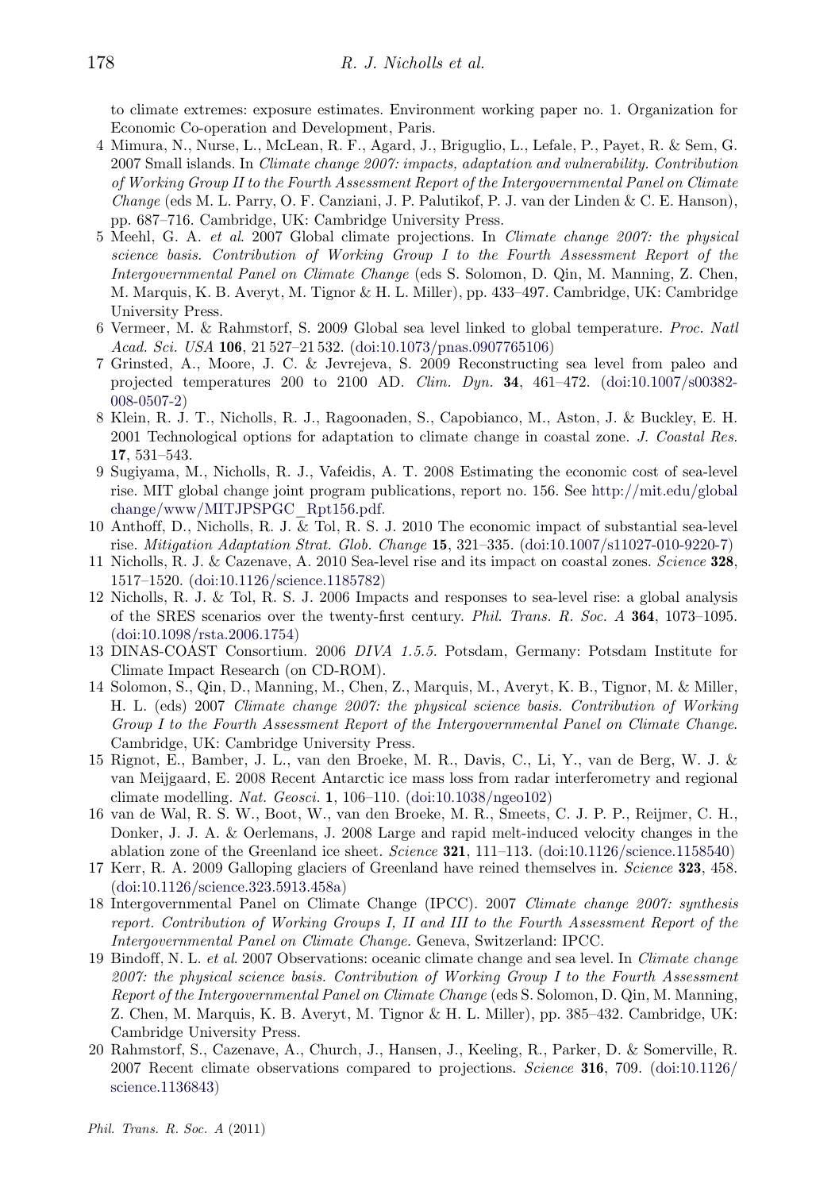to climate extremes: exposure estimates. Environment working paper no. 1. Organization for Economic Co-operation and Development, Paris.

4 Mimura, N., Nurse, L., McLean, R. F., Agard, J., Briguglio, L., Lefale, P., Payet, R. & Sem, G. 2007 Small islands. In *Climate change 2007: impacts, adaptation and vulnerability. Contribution of Working Group II to the Fourth Assessment Report of the Intergovernmental Panel on Climate Change* (eds M. L. Parry, O. F. Canziani, J. P. Palutikof, P. J. van der Linden & C. E. Hanson), pp. 687–716. Cambridge, UK: Cambridge University Press.

5 Meehl, G. A. *et al.* 2007 Global climate projections. In *Climate change 2007: the physical science basis. Contribution of Working Group I to the Fourth Assessment Report of the Intergovernmental Panel on Climate Change* (eds S. Solomon, D. Qin, M. Manning, Z. Chen, M. Marquis, K. B. Averyt, M. Tignor & H. L. Miller), pp. 433–497. Cambridge, UK: Cambridge University Press.

6 Vermeer, M. & Rahmstorf, S. 2009 Global sea level linked to global temperature. *Proc. Natl Acad. Sci. USA* **106**, 21 527–21 532. (doi:10.1073/pnas.0907765106)

7 Grinsted, A., Moore, J. C. & Jevrejeva, S. 2009 Reconstructing sea level from paleo and projected temperatures 200 to 2100 AD. *Clim. Dyn.* **34**, 461–472. (doi:10.1007/s00382-008-0507-2)

8 Klein, R. J. T., Nicholls, R. J., Ragoonaden, S., Capobianco, M., Aston, J. & Buckley, E. H. 2001 Technological options for adaptation to climate change in coastal zone. *J. Coastal Res.* **17**, 531–543.

9 Sugiyama, M., Nicholls, R. J., Vafeidis, A. T. 2008 Estimating the economic cost of sea-level rise. MIT global change joint program publications, report no. 156. See http://mit.edu/globalchange/www/MITJPSPGC_Rpt156.pdf.

10 Anthoff, D., Nicholls, R. J. & Tol, R. S. J. 2010 The economic impact of substantial sea-level rise. *Mitigation Adaptation Strat. Glob. Change* **15**, 321–335. (doi:10.1007/s11027-010-9220-7)

11 Nicholls, R. J. & Cazenave, A. 2010 Sea-level rise and its impact on coastal zones. *Science* **328**, 1517–1520. (doi:10.1126/science.1185782)

12 Nicholls, R. J. & Tol, R. S. J. 2006 Impacts and responses to sea-level rise: a global analysis of the SRES scenarios over the twenty-first century. *Phil. Trans. R. Soc. A* **364**, 1073–1095. (doi:10.1098/rsta.2006.1754)

13 DINAS-COAST Consortium. 2006 *DIVA 1.5.5.* Potsdam, Germany: Potsdam Institute for Climate Impact Research (on CD-ROM).

14 Solomon, S., Qin, D., Manning, M., Chen, Z., Marquis, M., Averyt, K. B., Tignor, M. & Miller, H. L. (eds) 2007 *Climate change 2007: the physical science basis. Contribution of Working Group I to the Fourth Assessment Report of the Intergovernmental Panel on Climate Change.* Cambridge, UK: Cambridge University Press.

15 Rignot, E., Bamber, J. L., van den Broeke, M. R., Davis, C., Li, Y., van de Berg, W. J. & van Meijgaard, E. 2008 Recent Antarctic ice mass loss from radar interferometry and regional climate modelling. *Nat. Geosci.* **1**, 106–110. (doi:10.1038/ngeo102)

16 van de Wal, R. S. W., Boot, W., van den Broeke, M. R., Smeets, C. J. P. P., Reijmer, C. H., Donker, J. J. A. & Oerlemans, J. 2008 Large and rapid melt-induced velocity changes in the ablation zone of the Greenland ice sheet. *Science* **321**, 111–113. (doi:10.1126/science.1158540)

17 Kerr, R. A. 2009 Galloping glaciers of Greenland have reined themselves in. *Science* **323**, 458. (doi:10.1126/science.323.5913.458a)

18 Intergovernmental Panel on Climate Change (IPCC). 2007 *Climate change 2007: synthesis report. Contribution of Working Groups I, II and III to the Fourth Assessment Report of the Intergovernmental Panel on Climate Change.* Geneva, Switzerland: IPCC.

19 Bindoff, N. L. *et al.* 2007 Observations: oceanic climate change and sea level. In *Climate change 2007: the physical science basis. Contribution of Working Group I to the Fourth Assessment Report of the Intergovernmental Panel on Climate Change* (eds S. Solomon, D. Qin, M. Manning, Z. Chen, M. Marquis, K. B. Averyt, M. Tignor & H. L. Miller), pp. 385–432. Cambridge, UK: Cambridge University Press.

20 Rahmstorf, S., Cazenave, A., Church, J., Hansen, J., Keeling, R., Parker, D. & Somerville, R. 2007 Recent climate observations compared to projections. *Science* **316**, 709. (doi:10.1126/science.1136843)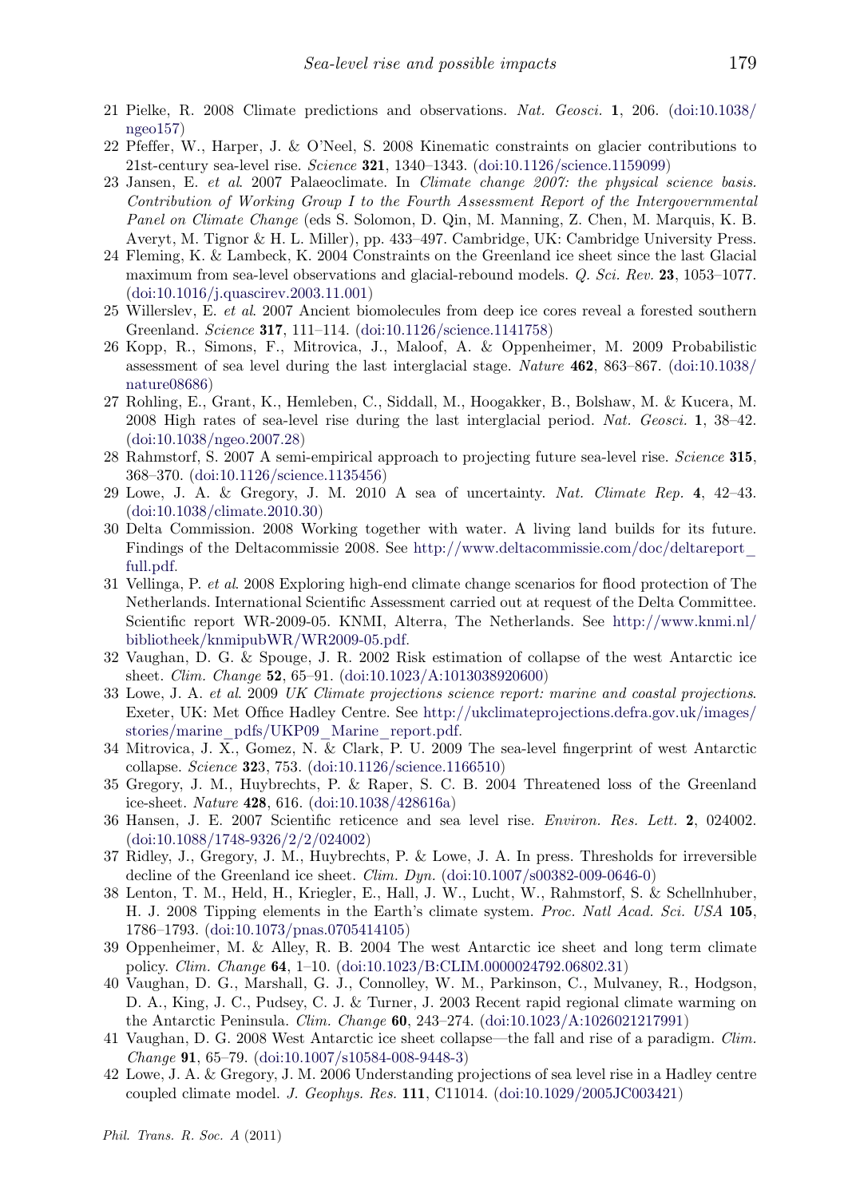21 Pielke, R. 2008 Climate predictions and observations. *Nat. Geosci.* **1**, 206. (doi:10.1038/ngeo157)

22 Pfeffer, W., Harper, J. & O'Neel, S. 2008 Kinematic constraints on glacier contributions to 21st-century sea-level rise. *Science* **321**, 1340–1343. (doi:10.1126/science.1159099)

23 Jansen, E. *et al*. 2007 Palaeoclimate. In *Climate change 2007: the physical science basis. Contribution of Working Group I to the Fourth Assessment Report of the Intergovernmental Panel on Climate Change* (eds S. Solomon, D. Qin, M. Manning, Z. Chen, M. Marquis, K. B. Averyt, M. Tignor & H. L. Miller), pp. 433–497. Cambridge, UK: Cambridge University Press.

24 Fleming, K. & Lambeck, K. 2004 Constraints on the Greenland ice sheet since the last Glacial maximum from sea-level observations and glacial-rebound models. *Q. Sci. Rev.* **23**, 1053–1077. (doi:10.1016/j.quascirev.2003.11.001)

25 Willerslev, E. *et al*. 2007 Ancient biomolecules from deep ice cores reveal a forested southern Greenland. *Science* **317**, 111–114. (doi:10.1126/science.1141758)

26 Kopp, R., Simons, F., Mitrovica, J., Maloof, A. & Oppenheimer, M. 2009 Probabilistic assessment of sea level during the last interglacial stage. *Nature* **462**, 863–867. (doi:10.1038/nature08686)

27 Rohling, E., Grant, K., Hemleben, C., Siddall, M., Hoogakker, B., Bolshaw, M. & Kucera, M. 2008 High rates of sea-level rise during the last interglacial period. *Nat. Geosci.* **1**, 38–42. (doi:10.1038/ngeo.2007.28)

28 Rahmstorf, S. 2007 A semi-empirical approach to projecting future sea-level rise. *Science* **315**, 368–370. (doi:10.1126/science.1135456)

29 Lowe, J. A. & Gregory, J. M. 2010 A sea of uncertainty. *Nat. Climate Rep.* **4**, 42–43. (doi:10.1038/climate.2010.30)

30 Delta Commission. 2008 Working together with water. A living land builds for its future. Findings of the Deltacommissie 2008. See http://www.deltacommissie.com/doc/deltareport_full.pdf.

31 Vellinga, P. *et al*. 2008 Exploring high-end climate change scenarios for flood protection of The Netherlands. International Scientific Assessment carried out at request of the Delta Committee. Scientific report WR-2009-05. KNMI, Alterra, The Netherlands. See http://www.knmi.nl/bibliotheek/knmipubWR/WR2009-05.pdf.

32 Vaughan, D. G. & Spouge, J. R. 2002 Risk estimation of collapse of the west Antarctic ice sheet. *Clim. Change* **52**, 65–91. (doi:10.1023/A:1013038920600)

33 Lowe, J. A. *et al*. 2009 *UK Climate projections science report: marine and coastal projections*. Exeter, UK: Met Office Hadley Centre. See http://ukclimateprojections.defra.gov.uk/images/stories/marine_pdfs/UKP09_Marine_report.pdf.

34 Mitrovica, J. X., Gomez, N. & Clark, P. U. 2009 The sea-level fingerprint of west Antarctic collapse. *Science* **323**, 753. (doi:10.1126/science.1166510)

35 Gregory, J. M., Huybrechts, P. & Raper, S. C. B. 2004 Threatened loss of the Greenland ice-sheet. *Nature* **428**, 616. (doi:10.1038/428616a)

36 Hansen, J. E. 2007 Scientific reticence and sea level rise. *Environ. Res. Lett.* **2**, 024002. (doi:10.1088/1748-9326/2/2/024002)

37 Ridley, J., Gregory, J. M., Huybrechts, P. & Lowe, J. A. In press. Thresholds for irreversible decline of the Greenland ice sheet. *Clim. Dyn.* (doi:10.1007/s00382-009-0646-0)

38 Lenton, T. M., Held, H., Kriegler, E., Hall, J. W., Lucht, W., Rahmstorf, S. & Schellnhuber, H. J. 2008 Tipping elements in the Earth's climate system. *Proc. Natl Acad. Sci. USA* **105**, 1786–1793. (doi:10.1073/pnas.0705414105)

39 Oppenheimer, M. & Alley, R. B. 2004 The west Antarctic ice sheet and long term climate policy. *Clim. Change* **64**, 1–10. (doi:10.1023/B:CLIM.0000024792.06802.31)

40 Vaughan, D. G., Marshall, G. J., Connolley, W. M., Parkinson, C., Mulvaney, R., Hodgson, D. A., King, J. C., Pudsey, C. J. & Turner, J. 2003 Recent rapid regional climate warming on the Antarctic Peninsula. *Clim. Change* **60**, 243–274. (doi:10.1023/A:1026021217991)

41 Vaughan, D. G. 2008 West Antarctic ice sheet collapse—the fall and rise of a paradigm. *Clim. Change* **91**, 65–79. (doi:10.1007/s10584-008-9448-3)

42 Lowe, J. A. & Gregory, J. M. 2006 Understanding projections of sea level rise in a Hadley centre coupled climate model. *J. Geophys. Res.* **111**, C11014. (doi:10.1029/2005JC003421)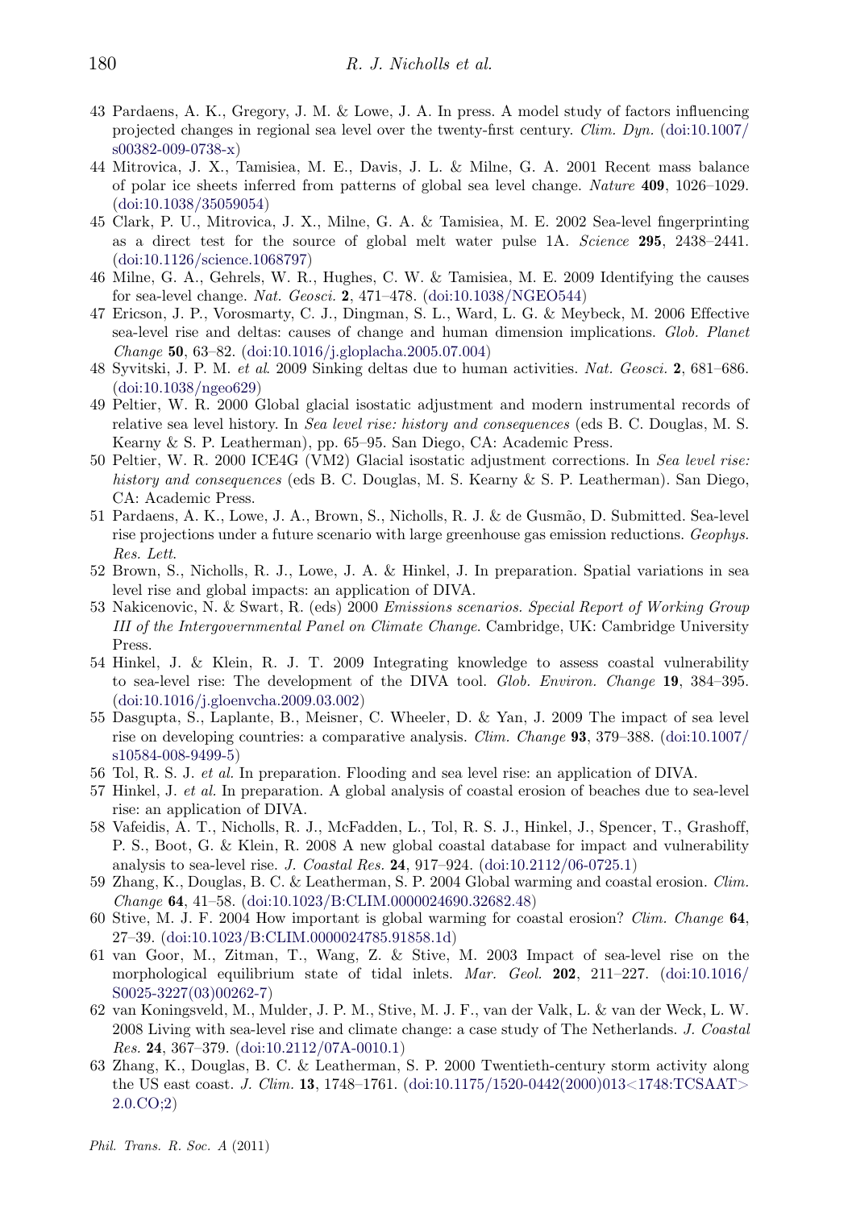43 Pardaens, A. K., Gregory, J. M. & Lowe, J. A. In press. A model study of factors influencing projected changes in regional sea level over the twenty-first century. *Clim. Dyn.* (doi:10.1007/s00382-009-0738-x)

44 Mitrovica, J. X., Tamisiea, M. E., Davis, J. L. & Milne, G. A. 2001 Recent mass balance of polar ice sheets inferred from patterns of global sea level change. *Nature* **409**, 1026–1029. (doi:10.1038/35059054)

45 Clark, P. U., Mitrovica, J. X., Milne, G. A. & Tamisiea, M. E. 2002 Sea-level fingerprinting as a direct test for the source of global melt water pulse 1A. *Science* **295**, 2438–2441. (doi:10.1126/science.1068797)

46 Milne, G. A., Gehrels, W. R., Hughes, C. W. & Tamisiea, M. E. 2009 Identifying the causes for sea-level change. *Nat. Geosci.* **2**, 471–478. (doi:10.1038/NGEO544)

47 Ericson, J. P., Vorosmarty, C. J., Dingman, S. L., Ward, L. G. & Meybeck, M. 2006 Effective sea-level rise and deltas: causes of change and human dimension implications. *Glob. Planet Change* **50**, 63–82. (doi:10.1016/j.gloplacha.2005.07.004)

48 Syvitski, J. P. M. *et al*. 2009 Sinking deltas due to human activities. *Nat. Geosci.* **2**, 681–686. (doi:10.1038/ngeo629)

49 Peltier, W. R. 2000 Global glacial isostatic adjustment and modern instrumental records of relative sea level history. In *Sea level rise: history and consequences* (eds B. C. Douglas, M. S. Kearny & S. P. Leatherman), pp. 65–95. San Diego, CA: Academic Press.

50 Peltier, W. R. 2000 ICE4G (VM2) Glacial isostatic adjustment corrections. In *Sea level rise: history and consequences* (eds B. C. Douglas, M. S. Kearny & S. P. Leatherman). San Diego, CA: Academic Press.

51 Pardaens, A. K., Lowe, J. A., Brown, S., Nicholls, R. J. & de Gusmão, D. Submitted. Sea-level rise projections under a future scenario with large greenhouse gas emission reductions. *Geophys. Res. Lett*.

52 Brown, S., Nicholls, R. J., Lowe, J. A. & Hinkel, J. In preparation. Spatial variations in sea level rise and global impacts: an application of DIVA.

53 Nakicenovic, N. & Swart, R. (eds) 2000 *Emissions scenarios. Special Report of Working Group III of the Intergovernmental Panel on Climate Change*. Cambridge, UK: Cambridge University Press.

54 Hinkel, J. & Klein, R. J. T. 2009 Integrating knowledge to assess coastal vulnerability to sea-level rise: The development of the DIVA tool. *Glob. Environ. Change* **19**, 384–395. (doi:10.1016/j.gloenvcha.2009.03.002)

55 Dasgupta, S., Laplante, B., Meisner, C. Wheeler, D. & Yan, J. 2009 The impact of sea level rise on developing countries: a comparative analysis. *Clim. Change* **93**, 379–388. (doi:10.1007/s10584-008-9499-5)

56 Tol, R. S. J. *et al*. In preparation. Flooding and sea level rise: an application of DIVA.

57 Hinkel, J. *et al*. In preparation. A global analysis of coastal erosion of beaches due to sea-level rise: an application of DIVA.

58 Vafeidis, A. T., Nicholls, R. J., McFadden, L., Tol, R. S. J., Hinkel, J., Spencer, T., Grashoff, P. S., Boot, G. & Klein, R. 2008 A new global coastal database for impact and vulnerability analysis to sea-level rise. *J. Coastal Res.* **24**, 917–924. (doi:10.2112/06-0725.1)

59 Zhang, K., Douglas, B. C. & Leatherman, S. P. 2004 Global warming and coastal erosion. *Clim. Change* **64**, 41–58. (doi:10.1023/B:CLIM.0000024690.32682.48)

60 Stive, M. J. F. 2004 How important is global warming for coastal erosion? *Clim. Change* **64**, 27–39. (doi:10.1023/B:CLIM.0000024785.91858.1d)

61 van Goor, M., Zitman, T., Wang, Z. & Stive, M. 2003 Impact of sea-level rise on the morphological equilibrium state of tidal inlets. *Mar. Geol.* **202**, 211–227. (doi:10.1016/S0025-3227(03)00262-7)

62 van Koningsveld, M., Mulder, J. P. M., Stive, M. J. F., van der Valk, L. & van der Weck, L. W. 2008 Living with sea-level rise and climate change: a case study of The Netherlands. *J. Coastal Res.* **24**, 367–379. (doi:10.2112/07A-0010.1)

63 Zhang, K., Douglas, B. C. & Leatherman, S. P. 2000 Twentieth-century storm activity along the US east coast. *J. Clim.* **13**, 1748–1761. (doi:10.1175/1520-0442(2000)013<1748:TCSAAT>2.0.CO;2)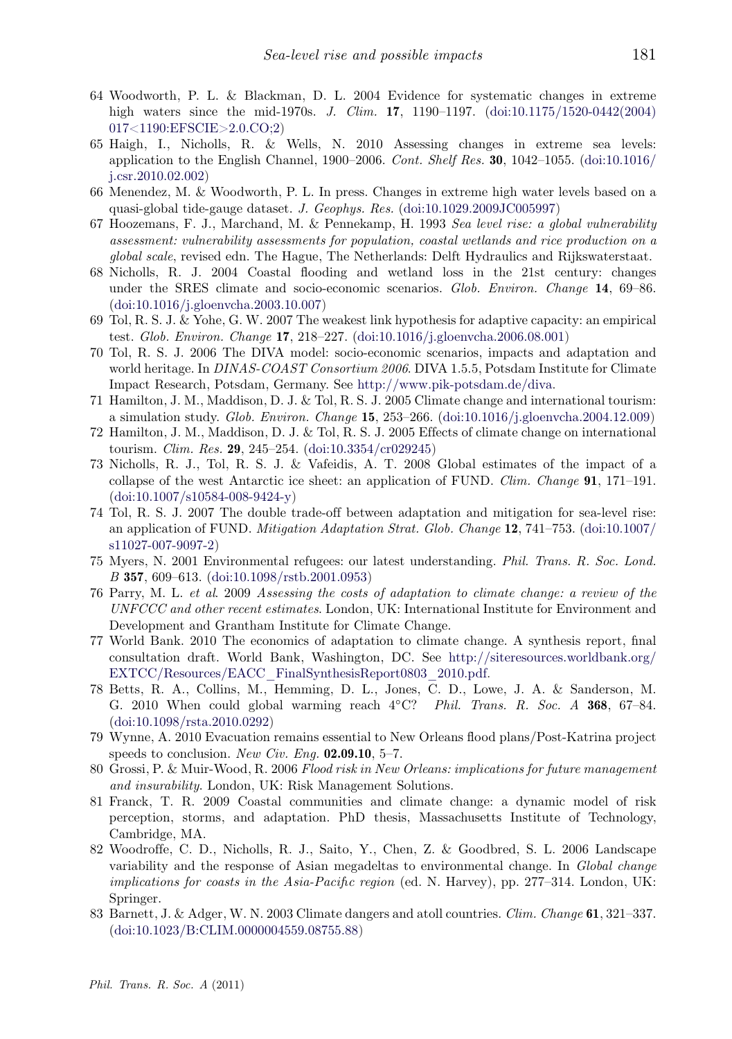64 Woodworth, P. L. & Blackman, D. L. 2004 Evidence for systematic changes in extreme high waters since the mid-1970s. *J. Clim.* **17**, 1190–1197. (doi:10.1175/1520-0442(2004)017<1190:EFSCIE>2.0.CO;2)

65 Haigh, I., Nicholls, R. & Wells, N. 2010 Assessing changes in extreme sea levels: application to the English Channel, 1900–2006. *Cont. Shelf Res.* **30**, 1042–1055. (doi:10.1016/j.csr.2010.02.002)

66 Menendez, M. & Woodworth, P. L. In press. Changes in extreme high water levels based on a quasi-global tide-gauge dataset. *J. Geophys. Res.* (doi:10.1029.2009JC005997)

67 Hoozemans, F. J., Marchand, M. & Pennekamp, H. 1993 *Sea level rise: a global vulnerability assessment: vulnerability assessments for population, coastal wetlands and rice production on a global scale*, revised edn. The Hague, The Netherlands: Delft Hydraulics and Rijkswaterstaat.

68 Nicholls, R. J. 2004 Coastal flooding and wetland loss in the 21st century: changes under the SRES climate and socio-economic scenarios. *Glob. Environ. Change* **14**, 69–86. (doi:10.1016/j.gloenvcha.2003.10.007)

69 Tol, R. S. J. & Yohe, G. W. 2007 The weakest link hypothesis for adaptive capacity: an empirical test. *Glob. Environ. Change* **17**, 218–227. (doi:10.1016/j.gloenvcha.2006.08.001)

70 Tol, R. S. J. 2006 The DIVA model: socio-economic scenarios, impacts and adaptation and world heritage. In *DINAS-COAST Consortium 2006*. DIVA 1.5.5, Potsdam Institute for Climate Impact Research, Potsdam, Germany. See http://www.pik-potsdam.de/diva.

71 Hamilton, J. M., Maddison, D. J. & Tol, R. S. J. 2005 Climate change and international tourism: a simulation study. *Glob. Environ. Change* **15**, 253–266. (doi:10.1016/j.gloenvcha.2004.12.009)

72 Hamilton, J. M., Maddison, D. J. & Tol, R. S. J. 2005 Effects of climate change on international tourism. *Clim. Res.* **29**, 245–254. (doi:10.3354/cr029245)

73 Nicholls, R. J., Tol, R. S. J. & Vafeidis, A. T. 2008 Global estimates of the impact of a collapse of the west Antarctic ice sheet: an application of FUND. *Clim. Change* **91**, 171–191. (doi:10.1007/s10584-008-9424-y)

74 Tol, R. S. J. 2007 The double trade-off between adaptation and mitigation for sea-level rise: an application of FUND. *Mitigation Adaptation Strat. Glob. Change* **12**, 741–753. (doi:10.1007/s11027-007-9097-2)

75 Myers, N. 2001 Environmental refugees: our latest understanding. *Phil. Trans. R. Soc. Lond. B* **357**, 609–613. (doi:10.1098/rstb.2001.0953)

76 Parry, M. L. *et al*. 2009 *Assessing the costs of adaptation to climate change: a review of the UNFCCC and other recent estimates*. London, UK: International Institute for Environment and Development and Grantham Institute for Climate Change.

77 World Bank. 2010 The economics of adaptation to climate change. A synthesis report, final consultation draft. World Bank, Washington, DC. See http://siteresources.worldbank.org/EXTCC/Resources/EACC_FinalSynthesisReport0803_2010.pdf.

78 Betts, R. A., Collins, M., Hemming, D. L., Jones, C. D., Lowe, J. A. & Sanderson, M. G. 2010 When could global warming reach 4°C? *Phil. Trans. R. Soc. A* **368**, 67–84. (doi:10.1098/rsta.2010.0292)

79 Wynne, A. 2010 Evacuation remains essential to New Orleans flood plans/Post-Katrina project speeds to conclusion. *New Civ. Eng.* **02.09.10**, 5–7.

80 Grossi, P. & Muir-Wood, R. 2006 *Flood risk in New Orleans: implications for future management and insurability*. London, UK: Risk Management Solutions.

81 Franck, T. R. 2009 Coastal communities and climate change: a dynamic model of risk perception, storms, and adaptation. PhD thesis, Massachusetts Institute of Technology, Cambridge, MA.

82 Woodroffe, C. D., Nicholls, R. J., Saito, Y., Chen, Z. & Goodbred, S. L. 2006 Landscape variability and the response of Asian megadeltas to environmental change. In *Global change implications for coasts in the Asia-Pacific region* (ed. N. Harvey), pp. 277–314. London, UK: Springer.

83 Barnett, J. & Adger, W. N. 2003 Climate dangers and atoll countries. *Clim. Change* **61**, 321–337. (doi:10.1023/B:CLIM.0000004559.08755.88)